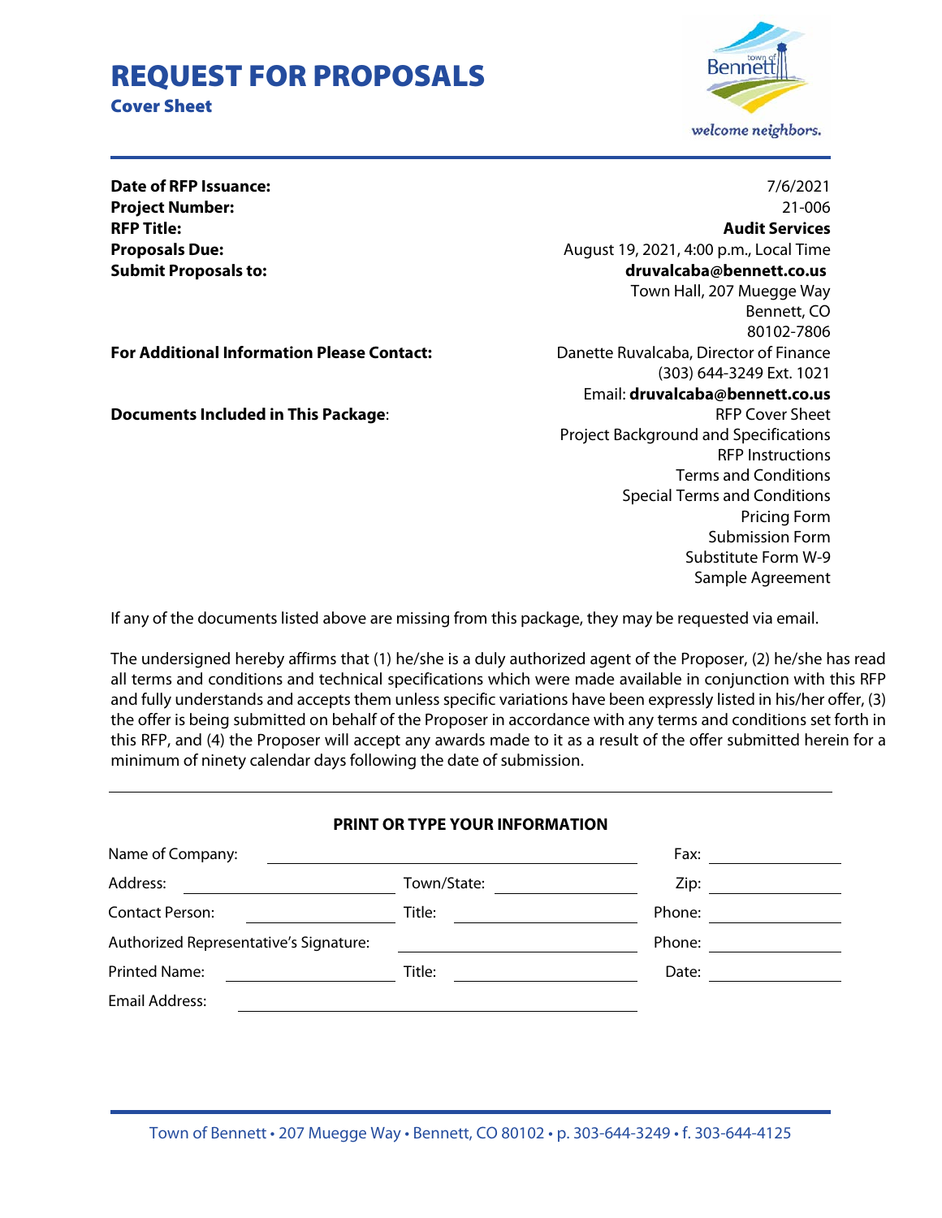# REQUEST FOR PROPOSALS

## Cover Sheet

| | |
|---|---|
| **Date of RFP Issuance:** | 7/6/2021 |
| **Project Number:** | 21-006 |
| **RFP Title:** | **Audit Services** |
| **Proposals Due:** | August 19, 2021, 4:00 p.m., Local Time |
| **Submit Proposals to:** | **druvalcaba@bennett.co.us**<br>Town Hall, 207 Muegge Way<br>Bennett, CO<br>80102-7806 |
| **For Additional Information Please Contact:** | Danette Ruvalcaba, Director of Finance<br>(303) 644-3249 Ext. 1021<br>Email: **druvalcaba@bennett.co.us** |
| **Documents Included in This Package**: | RFP Cover Sheet<br>Project Background and Specifications<br>RFP Instructions<br>Terms and Conditions<br>Special Terms and Conditions<br>Pricing Form<br>Submission Form<br>Substitute Form W-9<br>Sample Agreement |

If any of the documents listed above are missing from this package, they may be requested via email.

The undersigned hereby affirms that (1) he/she is a duly authorized agent of the Proposer, (2) he/she has read all terms and conditions and technical specifications which were made available in conjunction with this RFP and fully understands and accepts them unless specific variations have been expressly listed in his/her offer, (3) the offer is being submitted on behalf of the Proposer in accordance with any terms and conditions set forth in this RFP, and (4) the Proposer will accept any awards made to it as a result of the offer submitted herein for a minimum of ninety calendar days following the date of submission.

**PRINT OR TYPE YOUR INFORMATION**

Name of Company: ____________________ Fax: __________

Address: __________ Town/State: __________ Zip: __________

Contact Person: __________ Title: __________ Phone: __________

Authorized Representative's Signature: __________ Phone: __________

Printed Name: __________ Title: __________ Date: __________

Email Address: ____________________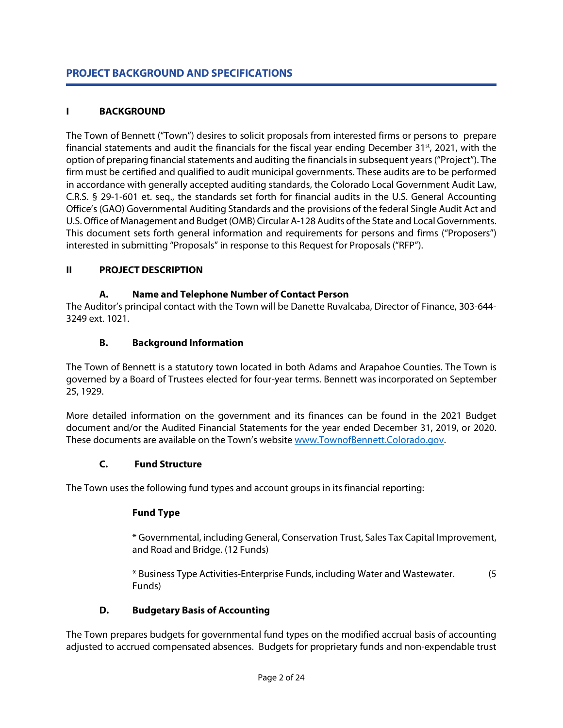## PROJECT BACKGROUND AND SPECIFICATIONS

### I BACKGROUND

The Town of Bennett ("Town") desires to solicit proposals from interested firms or persons to prepare financial statements and audit the financials for the fiscal year ending December 31st, 2021, with the option of preparing financial statements and auditing the financials in subsequent years ("Project"). The firm must be certified and qualified to audit municipal governments. These audits are to be performed in accordance with generally accepted auditing standards, the Colorado Local Government Audit Law, C.R.S. § 29-1-601 et. seq., the standards set forth for financial audits in the U.S. General Accounting Office's (GAO) Governmental Auditing Standards and the provisions of the federal Single Audit Act and U.S. Office of Management and Budget (OMB) Circular A-128 Audits of the State and Local Governments. This document sets forth general information and requirements for persons and firms ("Proposers") interested in submitting "Proposals" in response to this Request for Proposals ("RFP").

### II PROJECT DESCRIPTION

#### A. Name and Telephone Number of Contact Person

The Auditor's principal contact with the Town will be Danette Ruvalcaba, Director of Finance, 303-644-3249 ext. 1021.

#### B. Background Information

The Town of Bennett is a statutory town located in both Adams and Arapahoe Counties. The Town is governed by a Board of Trustees elected for four-year terms. Bennett was incorporated on September 25, 1929.

More detailed information on the government and its finances can be found in the 2021 Budget document and/or the Audited Financial Statements for the year ended December 31, 2019, or 2020. These documents are available on the Town's website [www.TownofBennett.Colorado.gov](http://www.TownofBennett.Colorado.gov).

#### C. Fund Structure

The Town uses the following fund types and account groups in its financial reporting:

**Fund Type**

* Governmental, including General, Conservation Trust, Sales Tax Capital Improvement, and Road and Bridge. (12 Funds)

* Business Type Activities-Enterprise Funds, including Water and Wastewater. (5 Funds)

#### D. Budgetary Basis of Accounting

The Town prepares budgets for governmental fund types on the modified accrual basis of accounting adjusted to accrued compensated absences. Budgets for proprietary funds and non-expendable trust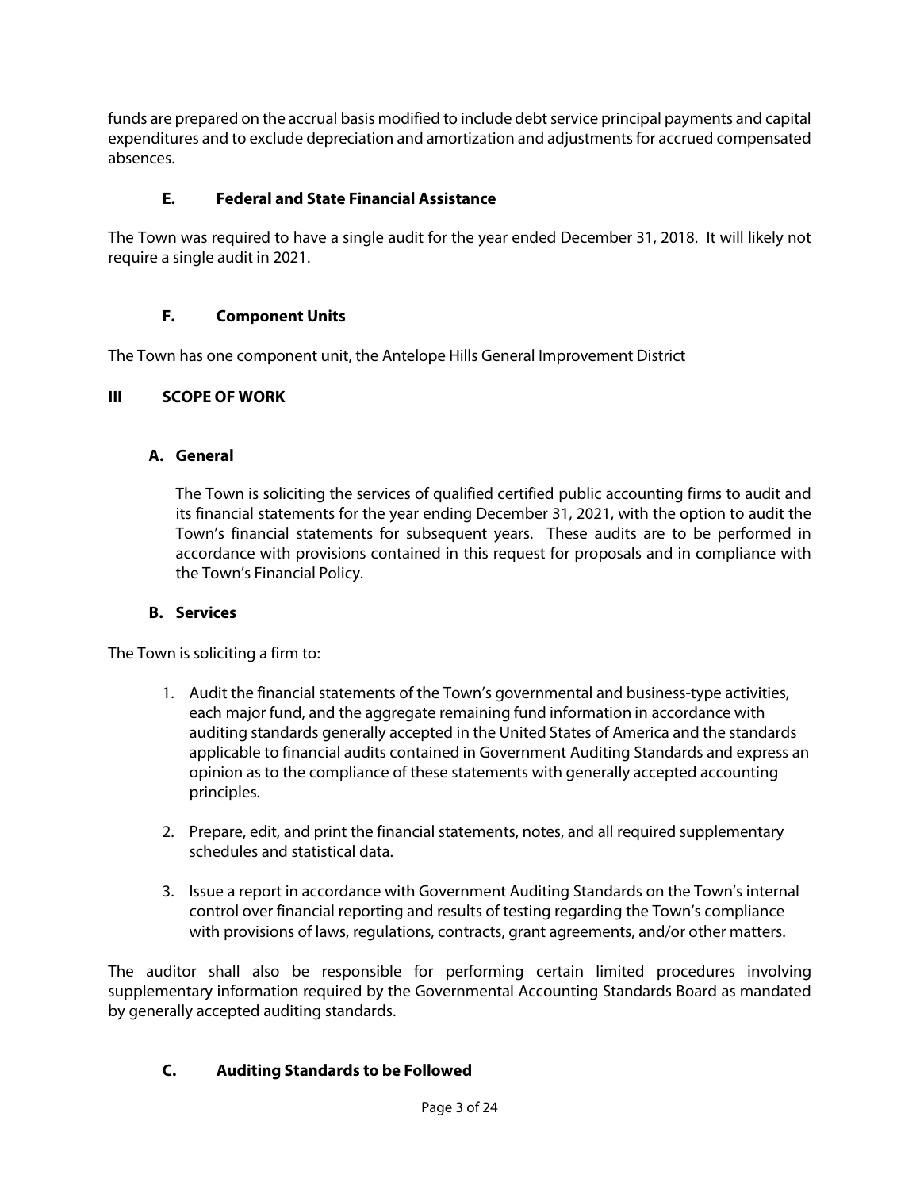funds are prepared on the accrual basis modified to include debt service principal payments and capital expenditures and to exclude depreciation and amortization and adjustments for accrued compensated absences.

### E. Federal and State Financial Assistance

The Town was required to have a single audit for the year ended December 31, 2018. It will likely not require a single audit in 2021.

### F. Component Units

The Town has one component unit, the Antelope Hills General Improvement District

## III SCOPE OF WORK

### A. General

The Town is soliciting the services of qualified certified public accounting firms to audit and its financial statements for the year ending December 31, 2021, with the option to audit the Town's financial statements for subsequent years. These audits are to be performed in accordance with provisions contained in this request for proposals and in compliance with the Town's Financial Policy.

### B. Services

The Town is soliciting a firm to:

1. Audit the financial statements of the Town's governmental and business-type activities, each major fund, and the aggregate remaining fund information in accordance with auditing standards generally accepted in the United States of America and the standards applicable to financial audits contained in Government Auditing Standards and express an opinion as to the compliance of these statements with generally accepted accounting principles.

2. Prepare, edit, and print the financial statements, notes, and all required supplementary schedules and statistical data.

3. Issue a report in accordance with Government Auditing Standards on the Town's internal control over financial reporting and results of testing regarding the Town's compliance with provisions of laws, regulations, contracts, grant agreements, and/or other matters.

The auditor shall also be responsible for performing certain limited procedures involving supplementary information required by the Governmental Accounting Standards Board as mandated by generally accepted auditing standards.

### C. Auditing Standards to be Followed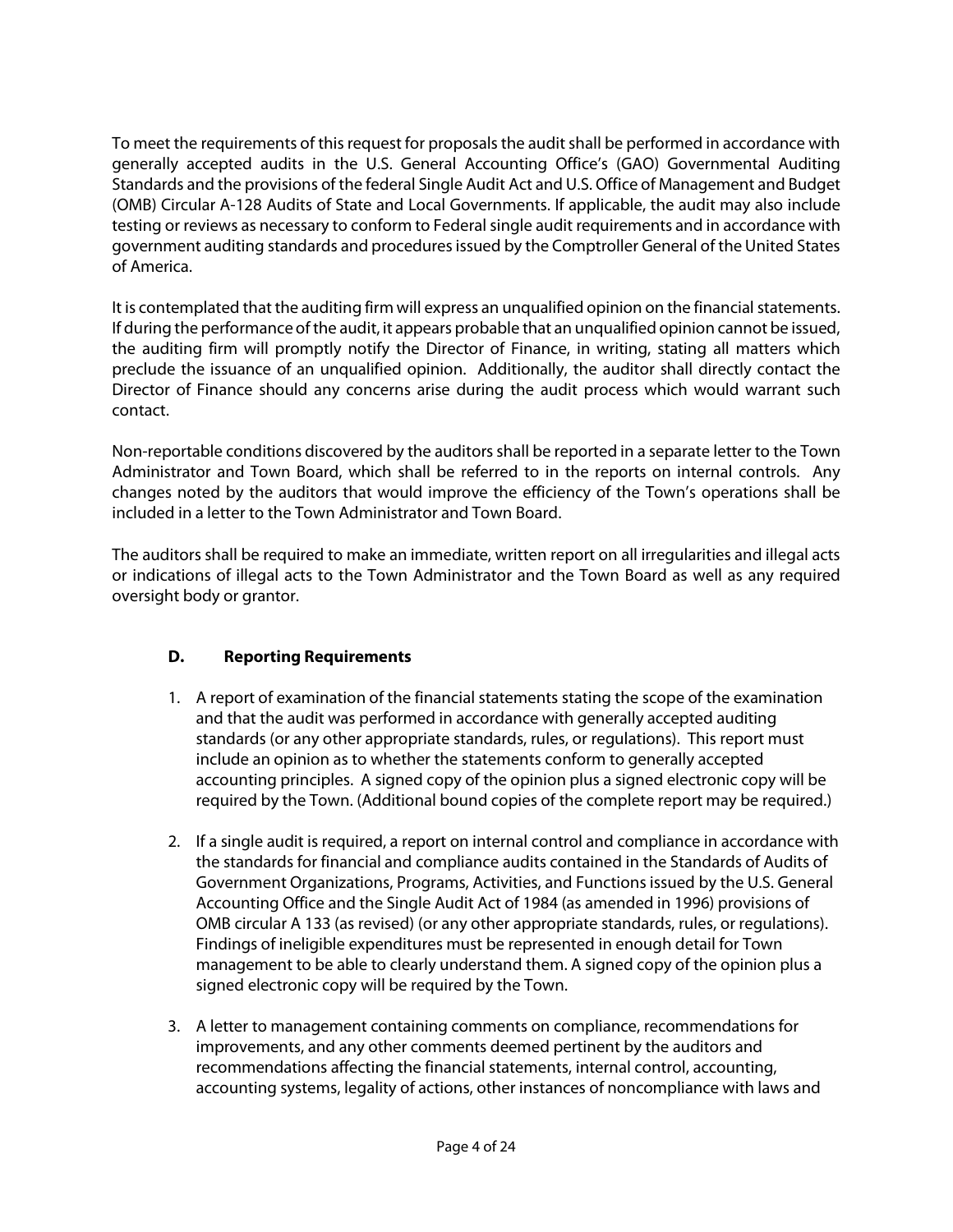To meet the requirements of this request for proposals the audit shall be performed in accordance with generally accepted audits in the U.S. General Accounting Office's (GAO) Governmental Auditing Standards and the provisions of the federal Single Audit Act and U.S. Office of Management and Budget (OMB) Circular A-128 Audits of State and Local Governments. If applicable, the audit may also include testing or reviews as necessary to conform to Federal single audit requirements and in accordance with government auditing standards and procedures issued by the Comptroller General of the United States of America.

It is contemplated that the auditing firm will express an unqualified opinion on the financial statements. If during the performance of the audit, it appears probable that an unqualified opinion cannot be issued, the auditing firm will promptly notify the Director of Finance, in writing, stating all matters which preclude the issuance of an unqualified opinion. Additionally, the auditor shall directly contact the Director of Finance should any concerns arise during the audit process which would warrant such contact.

Non-reportable conditions discovered by the auditors shall be reported in a separate letter to the Town Administrator and Town Board, which shall be referred to in the reports on internal controls. Any changes noted by the auditors that would improve the efficiency of the Town's operations shall be included in a letter to the Town Administrator and Town Board.

The auditors shall be required to make an immediate, written report on all irregularities and illegal acts or indications of illegal acts to the Town Administrator and the Town Board as well as any required oversight body or grantor.

### D. Reporting Requirements

1. A report of examination of the financial statements stating the scope of the examination and that the audit was performed in accordance with generally accepted auditing standards (or any other appropriate standards, rules, or regulations). This report must include an opinion as to whether the statements conform to generally accepted accounting principles. A signed copy of the opinion plus a signed electronic copy will be required by the Town. (Additional bound copies of the complete report may be required.)

2. If a single audit is required, a report on internal control and compliance in accordance with the standards for financial and compliance audits contained in the Standards of Audits of Government Organizations, Programs, Activities, and Functions issued by the U.S. General Accounting Office and the Single Audit Act of 1984 (as amended in 1996) provisions of OMB circular A 133 (as revised) (or any other appropriate standards, rules, or regulations). Findings of ineligible expenditures must be represented in enough detail for Town management to be able to clearly understand them. A signed copy of the opinion plus a signed electronic copy will be required by the Town.

3. A letter to management containing comments on compliance, recommendations for improvements, and any other comments deemed pertinent by the auditors and recommendations affecting the financial statements, internal control, accounting, accounting systems, legality of actions, other instances of noncompliance with laws and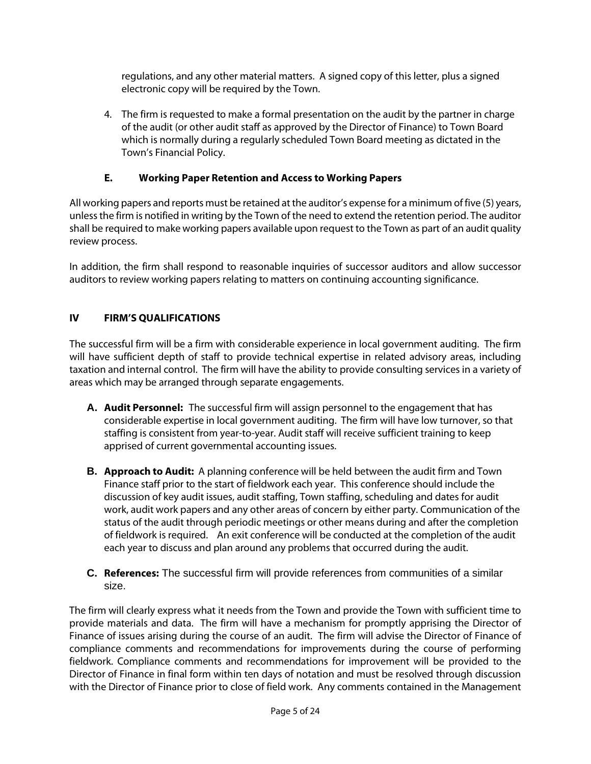regulations, and any other material matters. A signed copy of this letter, plus a signed electronic copy will be required by the Town.

4. The firm is requested to make a formal presentation on the audit by the partner in charge of the audit (or other audit staff as approved by the Director of Finance) to Town Board which is normally during a regularly scheduled Town Board meeting as dictated in the Town's Financial Policy.

### E. Working Paper Retention and Access to Working Papers

All working papers and reports must be retained at the auditor's expense for a minimum of five (5) years, unless the firm is notified in writing by the Town of the need to extend the retention period. The auditor shall be required to make working papers available upon request to the Town as part of an audit quality review process.

In addition, the firm shall respond to reasonable inquiries of successor auditors and allow successor auditors to review working papers relating to matters on continuing accounting significance.

## IV FIRM'S QUALIFICATIONS

The successful firm will be a firm with considerable experience in local government auditing. The firm will have sufficient depth of staff to provide technical expertise in related advisory areas, including taxation and internal control. The firm will have the ability to provide consulting services in a variety of areas which may be arranged through separate engagements.

**A. Audit Personnel:** The successful firm will assign personnel to the engagement that has considerable expertise in local government auditing. The firm will have low turnover, so that staffing is consistent from year-to-year. Audit staff will receive sufficient training to keep apprised of current governmental accounting issues.

**B. Approach to Audit:** A planning conference will be held between the audit firm and Town Finance staff prior to the start of fieldwork each year. This conference should include the discussion of key audit issues, audit staffing, Town staffing, scheduling and dates for audit work, audit work papers and any other areas of concern by either party. Communication of the status of the audit through periodic meetings or other means during and after the completion of fieldwork is required. An exit conference will be conducted at the completion of the audit each year to discuss and plan around any problems that occurred during the audit.

**C. References:** The successful firm will provide references from communities of a similar size.

The firm will clearly express what it needs from the Town and provide the Town with sufficient time to provide materials and data. The firm will have a mechanism for promptly apprising the Director of Finance of issues arising during the course of an audit. The firm will advise the Director of Finance of compliance comments and recommendations for improvements during the course of performing fieldwork. Compliance comments and recommendations for improvement will be provided to the Director of Finance in final form within ten days of notation and must be resolved through discussion with the Director of Finance prior to close of field work. Any comments contained in the Management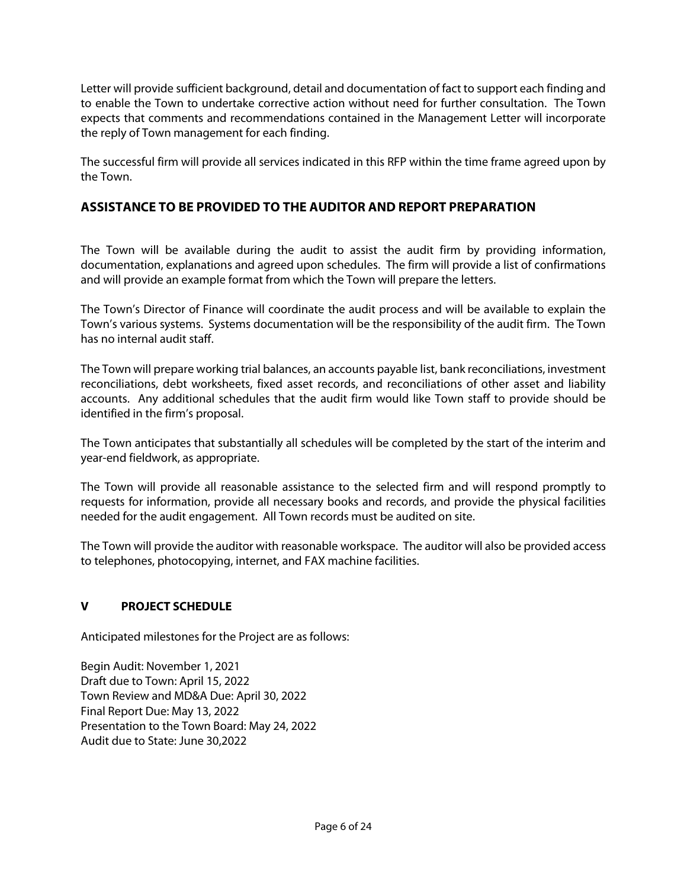Letter will provide sufficient background, detail and documentation of fact to support each finding and to enable the Town to undertake corrective action without need for further consultation. The Town expects that comments and recommendations contained in the Management Letter will incorporate the reply of Town management for each finding.

The successful firm will provide all services indicated in this RFP within the time frame agreed upon by the Town.

## ASSISTANCE TO BE PROVIDED TO THE AUDITOR AND REPORT PREPARATION

The Town will be available during the audit to assist the audit firm by providing information, documentation, explanations and agreed upon schedules. The firm will provide a list of confirmations and will provide an example format from which the Town will prepare the letters.

The Town's Director of Finance will coordinate the audit process and will be available to explain the Town's various systems. Systems documentation will be the responsibility of the audit firm. The Town has no internal audit staff.

The Town will prepare working trial balances, an accounts payable list, bank reconciliations, investment reconciliations, debt worksheets, fixed asset records, and reconciliations of other asset and liability accounts. Any additional schedules that the audit firm would like Town staff to provide should be identified in the firm's proposal.

The Town anticipates that substantially all schedules will be completed by the start of the interim and year-end fieldwork, as appropriate.

The Town will provide all reasonable assistance to the selected firm and will respond promptly to requests for information, provide all necessary books and records, and provide the physical facilities needed for the audit engagement. All Town records must be audited on site.

The Town will provide the auditor with reasonable workspace. The auditor will also be provided access to telephones, photocopying, internet, and FAX machine facilities.

## V PROJECT SCHEDULE

Anticipated milestones for the Project are as follows:

Begin Audit: November 1, 2021
Draft due to Town: April 15, 2022
Town Review and MD&A Due: April 30, 2022
Final Report Due: May 13, 2022
Presentation to the Town Board: May 24, 2022
Audit due to State: June 30,2022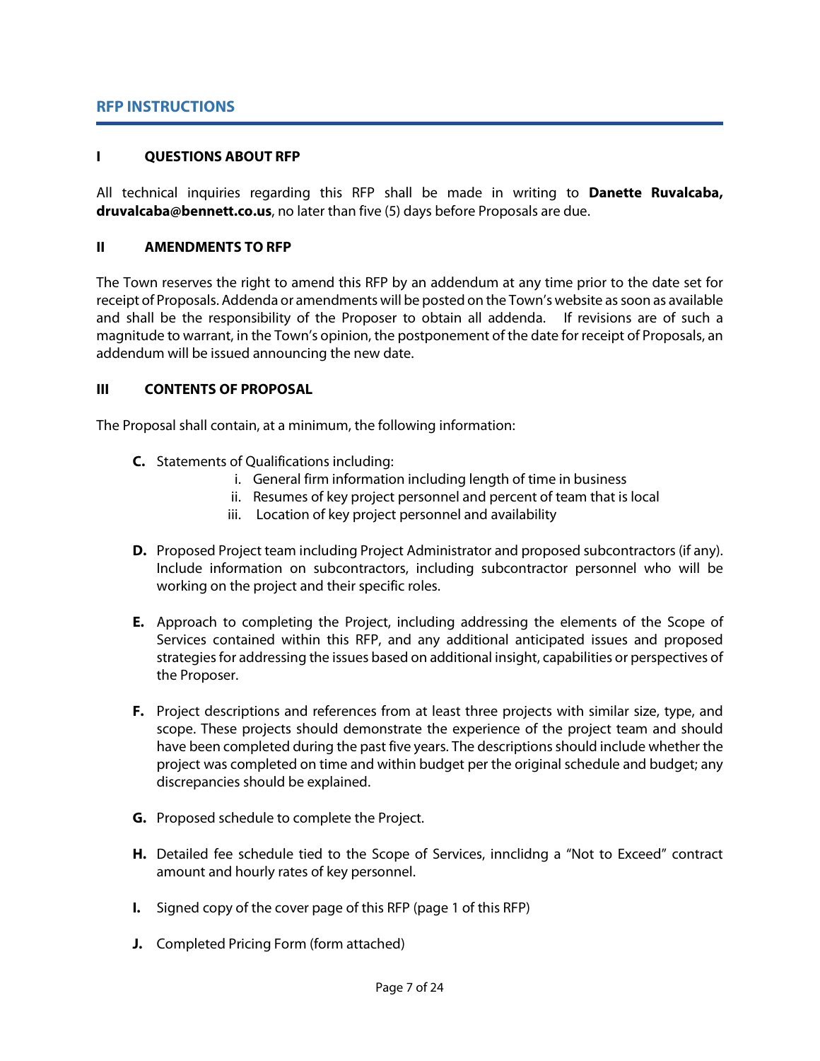## RFP INSTRUCTIONS

### I QUESTIONS ABOUT RFP

All technical inquiries regarding this RFP shall be made in writing to **Danette Ruvalcaba, druvalcaba@bennett.co.us**, no later than five (5) days before Proposals are due.

### II AMENDMENTS TO RFP

The Town reserves the right to amend this RFP by an addendum at any time prior to the date set for receipt of Proposals. Addenda or amendments will be posted on the Town's website as soon as available and shall be the responsibility of the Proposer to obtain all addenda. If revisions are of such a magnitude to warrant, in the Town's opinion, the postponement of the date for receipt of Proposals, an addendum will be issued announcing the new date.

### III CONTENTS OF PROPOSAL

The Proposal shall contain, at a minimum, the following information:

**C.** Statements of Qualifications including:
   i. General firm information including length of time in business
   ii. Resumes of key project personnel and percent of team that is local
   iii. Location of key project personnel and availability

**D.** Proposed Project team including Project Administrator and proposed subcontractors (if any). Include information on subcontractors, including subcontractor personnel who will be working on the project and their specific roles.

**E.** Approach to completing the Project, including addressing the elements of the Scope of Services contained within this RFP, and any additional anticipated issues and proposed strategies for addressing the issues based on additional insight, capabilities or perspectives of the Proposer.

**F.** Project descriptions and references from at least three projects with similar size, type, and scope. These projects should demonstrate the experience of the project team and should have been completed during the past five years. The descriptions should include whether the project was completed on time and within budget per the original schedule and budget; any discrepancies should be explained.

**G.** Proposed schedule to complete the Project.

**H.** Detailed fee schedule tied to the Scope of Services, innclidng a "Not to Exceed" contract amount and hourly rates of key personnel.

**I.** Signed copy of the cover page of this RFP (page 1 of this RFP)

**J.** Completed Pricing Form (form attached)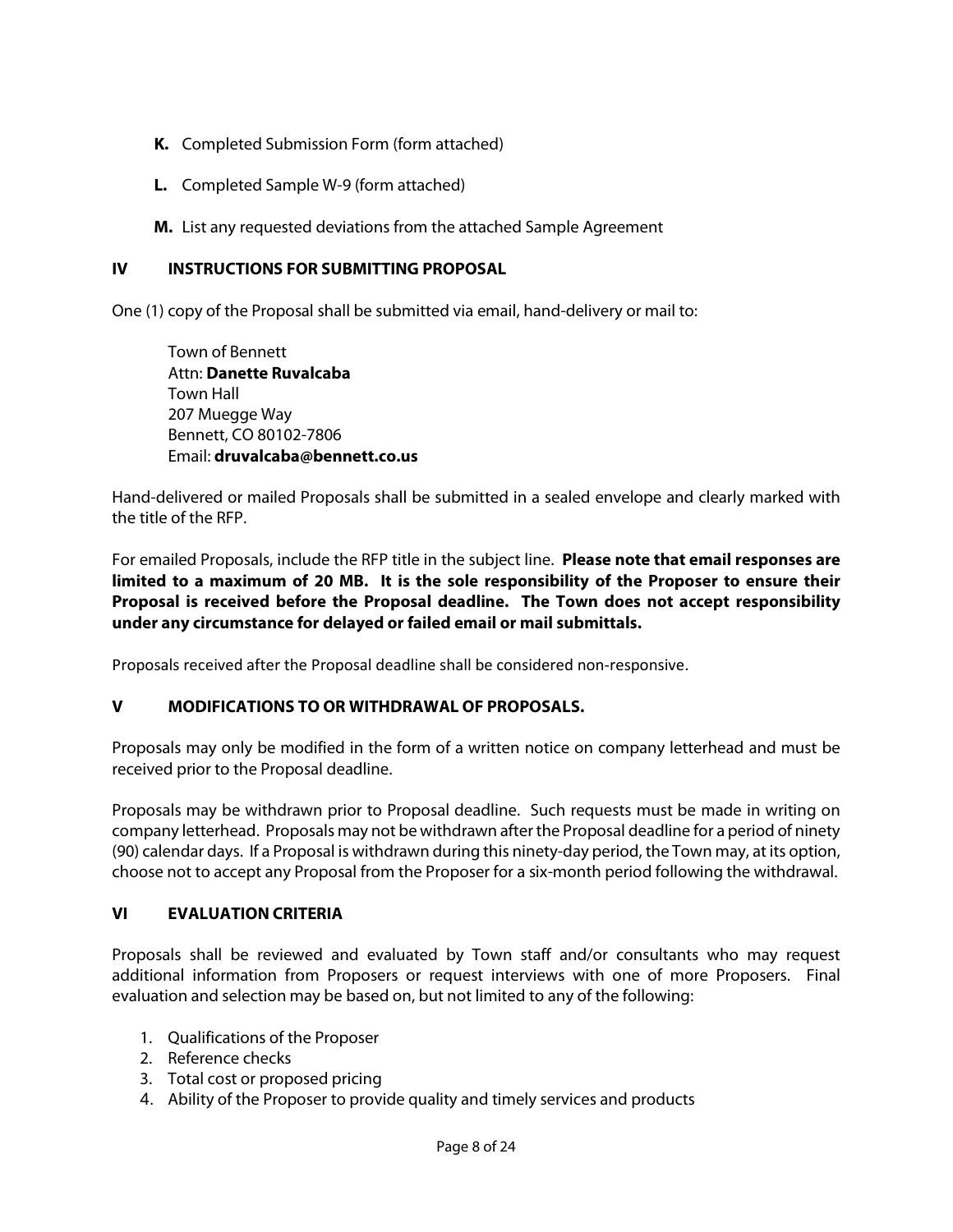**K.** Completed Submission Form (form attached)

**L.** Completed Sample W-9 (form attached)

**M.** List any requested deviations from the attached Sample Agreement

## IV INSTRUCTIONS FOR SUBMITTING PROPOSAL

One (1) copy of the Proposal shall be submitted via email, hand-delivery or mail to:

Town of Bennett  
Attn: **Danette Ruvalcaba**  
Town Hall  
207 Muegge Way  
Bennett, CO 80102-7806  
Email: **druvalcaba@bennett.co.us**

Hand-delivered or mailed Proposals shall be submitted in a sealed envelope and clearly marked with the title of the RFP.

For emailed Proposals, include the RFP title in the subject line. **Please note that email responses are limited to a maximum of 20 MB. It is the sole responsibility of the Proposer to ensure their Proposal is received before the Proposal deadline. The Town does not accept responsibility under any circumstance for delayed or failed email or mail submittals.**

Proposals received after the Proposal deadline shall be considered non-responsive.

## V MODIFICATIONS TO OR WITHDRAWAL OF PROPOSALS.

Proposals may only be modified in the form of a written notice on company letterhead and must be received prior to the Proposal deadline.

Proposals may be withdrawn prior to Proposal deadline. Such requests must be made in writing on company letterhead. Proposals may not be withdrawn after the Proposal deadline for a period of ninety (90) calendar days. If a Proposal is withdrawn during this ninety-day period, the Town may, at its option, choose not to accept any Proposal from the Proposer for a six-month period following the withdrawal.

## VI EVALUATION CRITERIA

Proposals shall be reviewed and evaluated by Town staff and/or consultants who may request additional information from Proposers or request interviews with one of more Proposers. Final evaluation and selection may be based on, but not limited to any of the following:

1. Qualifications of the Proposer
2. Reference checks
3. Total cost or proposed pricing
4. Ability of the Proposer to provide quality and timely services and products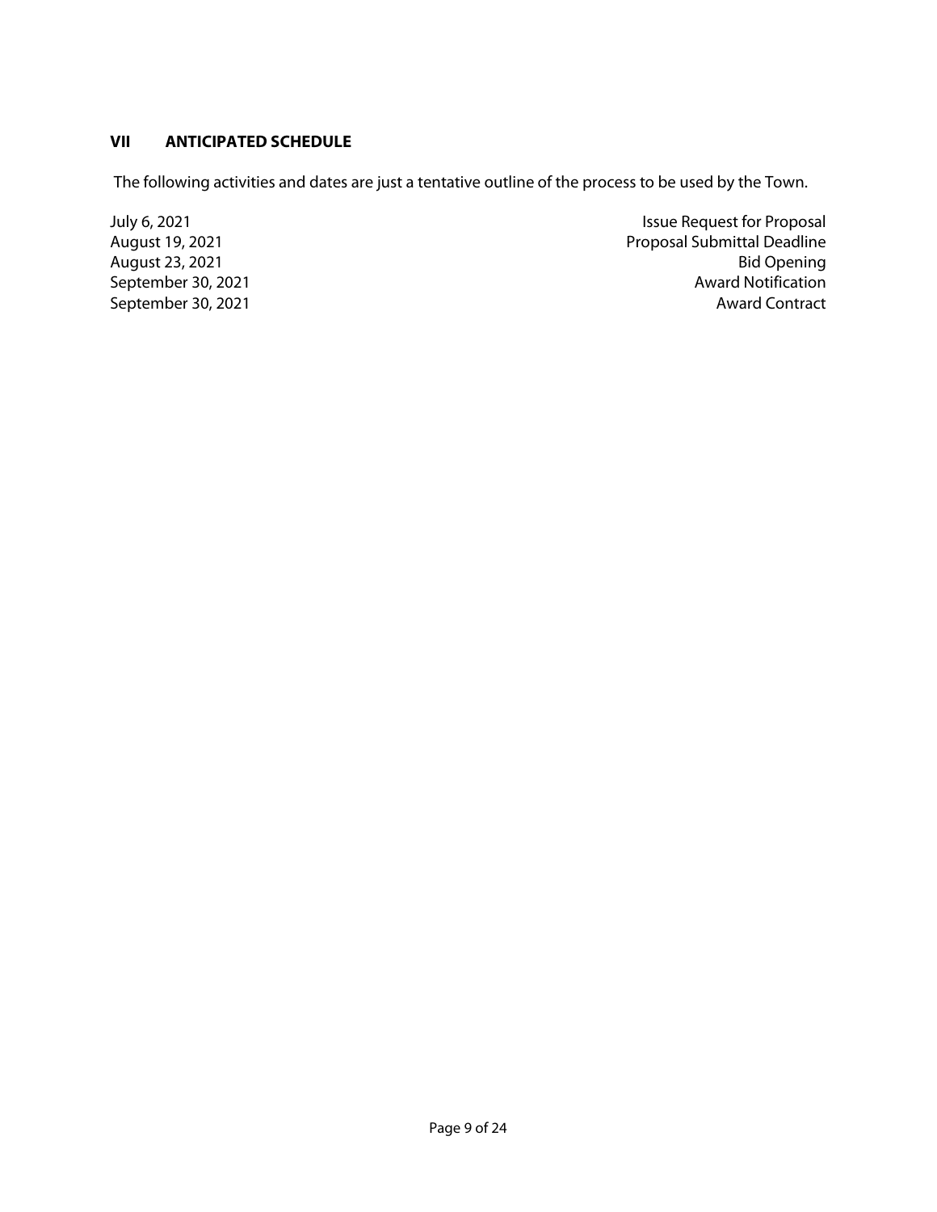## VII ANTICIPATED SCHEDULE

The following activities and dates are just a tentative outline of the process to be used by the Town.

| | |
|---|---|
| July 6, 2021 | Issue Request for Proposal |
| August 19, 2021 | Proposal Submittal Deadline |
| August 23, 2021 | Bid Opening |
| September 30, 2021 | Award Notification |
| September 30, 2021 | Award Contract |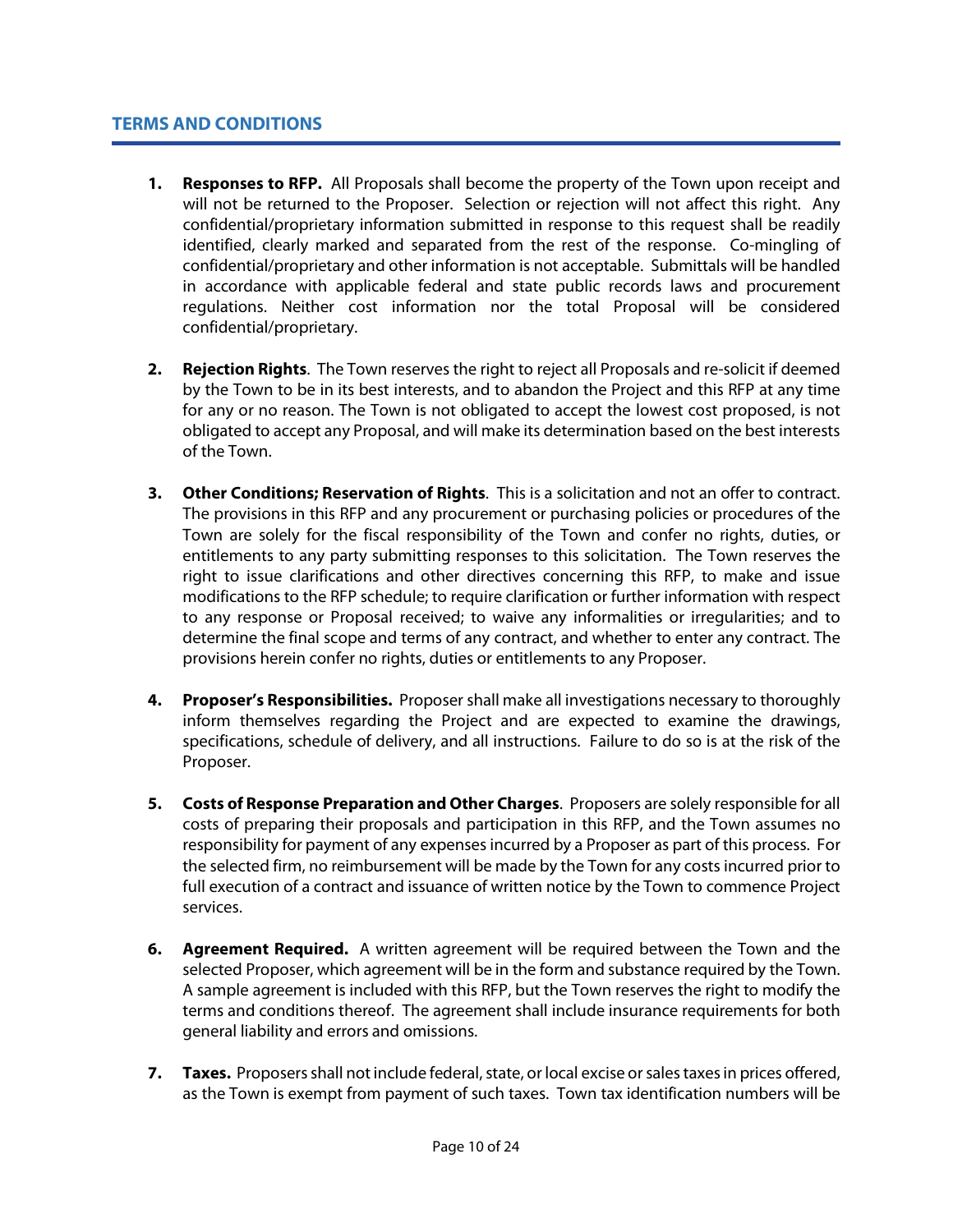## TERMS AND CONDITIONS

1. **Responses to RFP.** All Proposals shall become the property of the Town upon receipt and will not be returned to the Proposer. Selection or rejection will not affect this right. Any confidential/proprietary information submitted in response to this request shall be readily identified, clearly marked and separated from the rest of the response. Co-mingling of confidential/proprietary and other information is not acceptable. Submittals will be handled in accordance with applicable federal and state public records laws and procurement regulations. Neither cost information nor the total Proposal will be considered confidential/proprietary.

2. **Rejection Rights**. The Town reserves the right to reject all Proposals and re-solicit if deemed by the Town to be in its best interests, and to abandon the Project and this RFP at any time for any or no reason. The Town is not obligated to accept the lowest cost proposed, is not obligated to accept any Proposal, and will make its determination based on the best interests of the Town.

3. **Other Conditions; Reservation of Rights**. This is a solicitation and not an offer to contract. The provisions in this RFP and any procurement or purchasing policies or procedures of the Town are solely for the fiscal responsibility of the Town and confer no rights, duties, or entitlements to any party submitting responses to this solicitation. The Town reserves the right to issue clarifications and other directives concerning this RFP, to make and issue modifications to the RFP schedule; to require clarification or further information with respect to any response or Proposal received; to waive any informalities or irregularities; and to determine the final scope and terms of any contract, and whether to enter any contract. The provisions herein confer no rights, duties or entitlements to any Proposer.

4. **Proposer's Responsibilities.** Proposer shall make all investigations necessary to thoroughly inform themselves regarding the Project and are expected to examine the drawings, specifications, schedule of delivery, and all instructions. Failure to do so is at the risk of the Proposer.

5. **Costs of Response Preparation and Other Charges**. Proposers are solely responsible for all costs of preparing their proposals and participation in this RFP, and the Town assumes no responsibility for payment of any expenses incurred by a Proposer as part of this process. For the selected firm, no reimbursement will be made by the Town for any costs incurred prior to full execution of a contract and issuance of written notice by the Town to commence Project services.

6. **Agreement Required.** A written agreement will be required between the Town and the selected Proposer, which agreement will be in the form and substance required by the Town. A sample agreement is included with this RFP, but the Town reserves the right to modify the terms and conditions thereof. The agreement shall include insurance requirements for both general liability and errors and omissions.

7. **Taxes.** Proposers shall not include federal, state, or local excise or sales taxes in prices offered, as the Town is exempt from payment of such taxes. Town tax identification numbers will be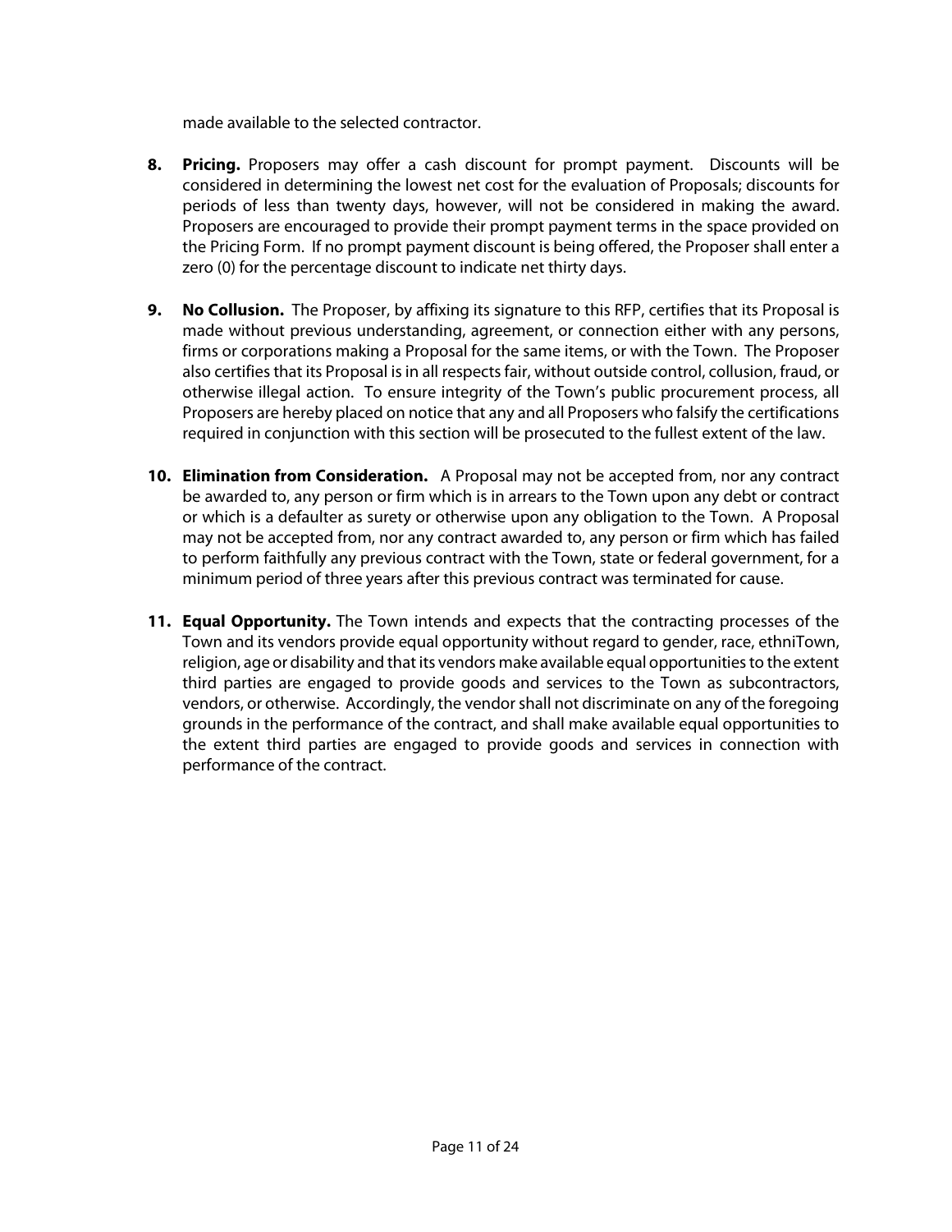made available to the selected contractor.

8. **Pricing.** Proposers may offer a cash discount for prompt payment. Discounts will be considered in determining the lowest net cost for the evaluation of Proposals; discounts for periods of less than twenty days, however, will not be considered in making the award. Proposers are encouraged to provide their prompt payment terms in the space provided on the Pricing Form. If no prompt payment discount is being offered, the Proposer shall enter a zero (0) for the percentage discount to indicate net thirty days.

9. **No Collusion.** The Proposer, by affixing its signature to this RFP, certifies that its Proposal is made without previous understanding, agreement, or connection either with any persons, firms or corporations making a Proposal for the same items, or with the Town. The Proposer also certifies that its Proposal is in all respects fair, without outside control, collusion, fraud, or otherwise illegal action. To ensure integrity of the Town's public procurement process, all Proposers are hereby placed on notice that any and all Proposers who falsify the certifications required in conjunction with this section will be prosecuted to the fullest extent of the law.

10. **Elimination from Consideration.** A Proposal may not be accepted from, nor any contract be awarded to, any person or firm which is in arrears to the Town upon any debt or contract or which is a defaulter as surety or otherwise upon any obligation to the Town. A Proposal may not be accepted from, nor any contract awarded to, any person or firm which has failed to perform faithfully any previous contract with the Town, state or federal government, for a minimum period of three years after this previous contract was terminated for cause.

11. **Equal Opportunity.** The Town intends and expects that the contracting processes of the Town and its vendors provide equal opportunity without regard to gender, race, ethniTown, religion, age or disability and that its vendors make available equal opportunities to the extent third parties are engaged to provide goods and services to the Town as subcontractors, vendors, or otherwise. Accordingly, the vendor shall not discriminate on any of the foregoing grounds in the performance of the contract, and shall make available equal opportunities to the extent third parties are engaged to provide goods and services in connection with performance of the contract.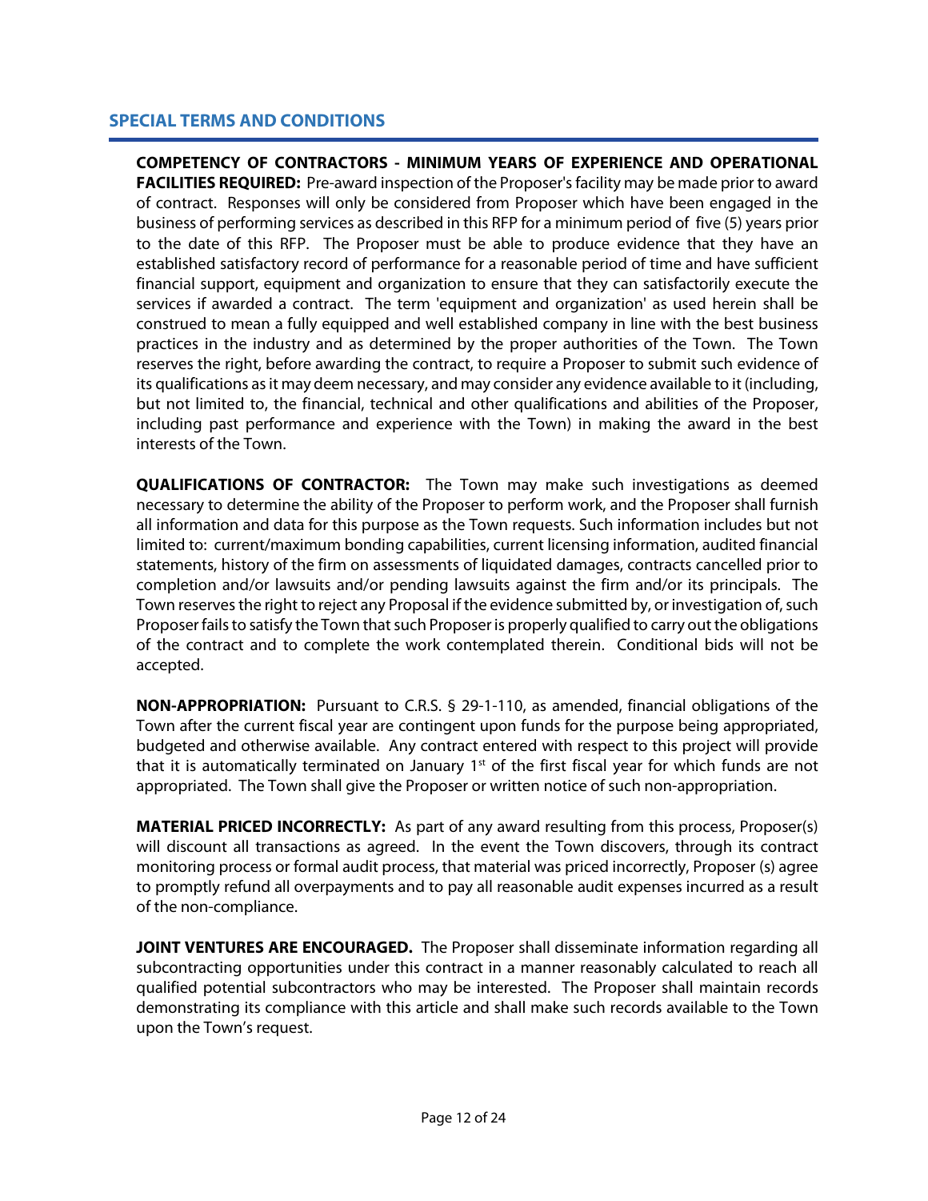## SPECIAL TERMS AND CONDITIONS

**COMPETENCY OF CONTRACTORS - MINIMUM YEARS OF EXPERIENCE AND OPERATIONAL FACILITIES REQUIRED:** Pre-award inspection of the Proposer's facility may be made prior to award of contract. Responses will only be considered from Proposer which have been engaged in the business of performing services as described in this RFP for a minimum period of five (5) years prior to the date of this RFP. The Proposer must be able to produce evidence that they have an established satisfactory record of performance for a reasonable period of time and have sufficient financial support, equipment and organization to ensure that they can satisfactorily execute the services if awarded a contract. The term 'equipment and organization' as used herein shall be construed to mean a fully equipped and well established company in line with the best business practices in the industry and as determined by the proper authorities of the Town. The Town reserves the right, before awarding the contract, to require a Proposer to submit such evidence of its qualifications as it may deem necessary, and may consider any evidence available to it (including, but not limited to, the financial, technical and other qualifications and abilities of the Proposer, including past performance and experience with the Town) in making the award in the best interests of the Town.

**QUALIFICATIONS OF CONTRACTOR:** The Town may make such investigations as deemed necessary to determine the ability of the Proposer to perform work, and the Proposer shall furnish all information and data for this purpose as the Town requests. Such information includes but not limited to: current/maximum bonding capabilities, current licensing information, audited financial statements, history of the firm on assessments of liquidated damages, contracts cancelled prior to completion and/or lawsuits and/or pending lawsuits against the firm and/or its principals. The Town reserves the right to reject any Proposal if the evidence submitted by, or investigation of, such Proposer fails to satisfy the Town that such Proposer is properly qualified to carry out the obligations of the contract and to complete the work contemplated therein. Conditional bids will not be accepted.

**NON-APPROPRIATION:** Pursuant to C.R.S. § 29-1-110, as amended, financial obligations of the Town after the current fiscal year are contingent upon funds for the purpose being appropriated, budgeted and otherwise available. Any contract entered with respect to this project will provide that it is automatically terminated on January 1st of the first fiscal year for which funds are not appropriated. The Town shall give the Proposer or written notice of such non-appropriation.

**MATERIAL PRICED INCORRECTLY:** As part of any award resulting from this process, Proposer(s) will discount all transactions as agreed. In the event the Town discovers, through its contract monitoring process or formal audit process, that material was priced incorrectly, Proposer (s) agree to promptly refund all overpayments and to pay all reasonable audit expenses incurred as a result of the non-compliance.

**JOINT VENTURES ARE ENCOURAGED.** The Proposer shall disseminate information regarding all subcontracting opportunities under this contract in a manner reasonably calculated to reach all qualified potential subcontractors who may be interested. The Proposer shall maintain records demonstrating its compliance with this article and shall make such records available to the Town upon the Town's request.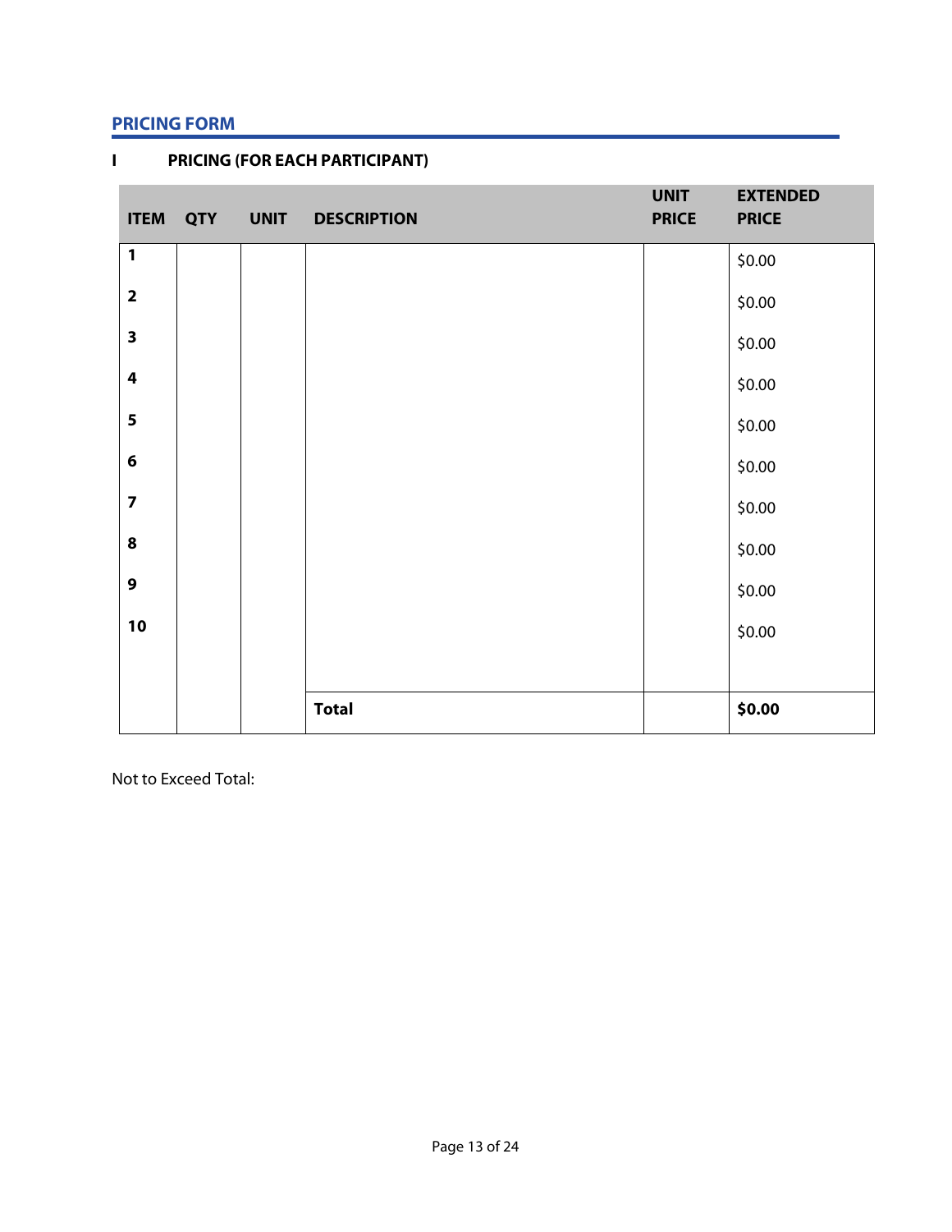## PRICING FORM

### I PRICING (FOR EACH PARTICIPANT)

| ITEM | QTY | UNIT | DESCRIPTION | UNIT PRICE | EXTENDED PRICE |
|---|---|---|---|---|---|
| 1 | | | | | $0.00 |
| 2 | | | | | $0.00 |
| 3 | | | | | $0.00 |
| 4 | | | | | $0.00 |
| 5 | | | | | $0.00 |
| 6 | | | | | $0.00 |
| 7 | | | | | $0.00 |
| 8 | | | | | $0.00 |
| 9 | | | | | $0.00 |
| 10 | | | | | $0.00 |
| | | | **Total** | | **$0.00** |

Not to Exceed Total: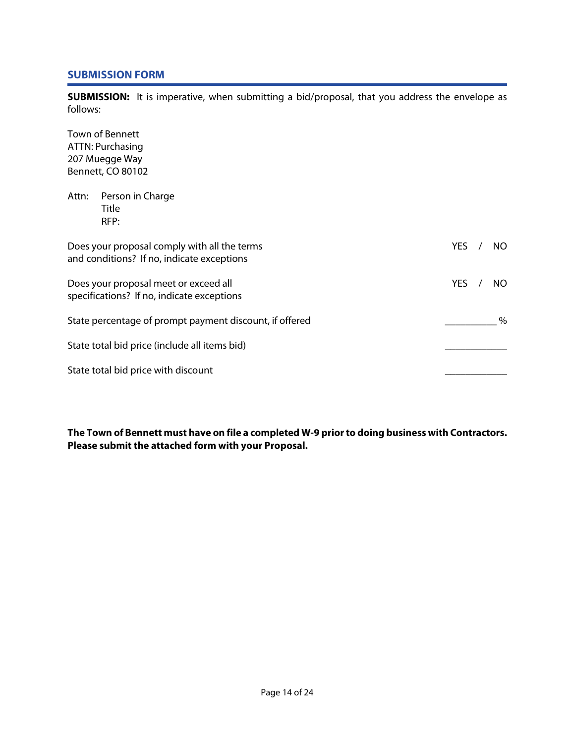## SUBMISSION FORM

**SUBMISSION:** It is imperative, when submitting a bid/proposal, that you address the envelope as follows:

Town of Bennett
ATTN: Purchasing
207 Muegge Way
Bennett, CO 80102

Attn: Person in Charge
Title
RFP:

| | |
|---|---|
| Does your proposal comply with all the terms and conditions? If no, indicate exceptions | YES / NO |
| Does your proposal meet or exceed all specifications? If no, indicate exceptions | YES / NO |
| State percentage of prompt payment discount, if offered | __________ % |
| State total bid price (include all items bid) | ____________ |
| State total bid price with discount | ____________ |

**The Town of Bennett must have on file a completed W-9 prior to doing business with Contractors. Please submit the attached form with your Proposal.**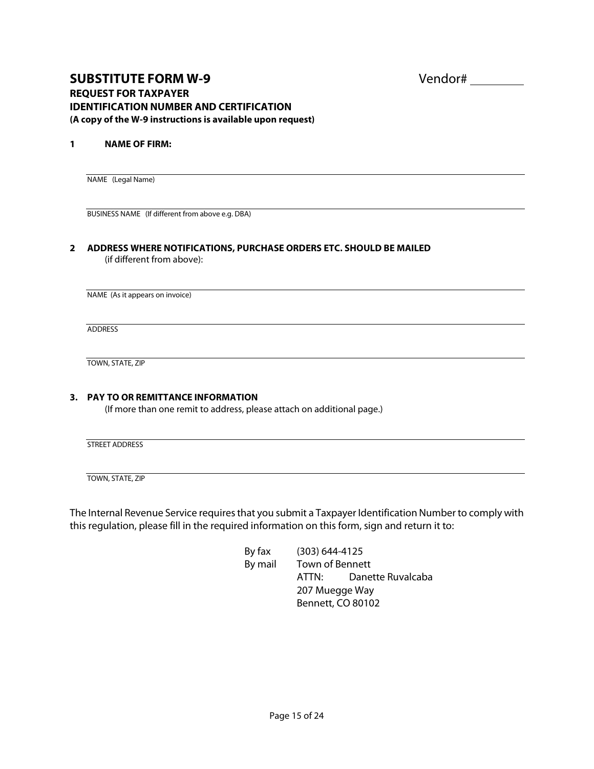## SUBSTITUTE FORM W-9

Vendor# ________

**REQUEST FOR TAXPAYER**
**IDENTIFICATION NUMBER AND CERTIFICATION**
**(A copy of the W-9 instructions is available upon request)**

**1 NAME OF FIRM:**

______________________________
NAME (Legal Name)

______________________________
BUSINESS NAME (If different from above e.g. DBA)

**2 ADDRESS WHERE NOTIFICATIONS, PURCHASE ORDERS ETC. SHOULD BE MAILED**
(if different from above):

______________________________
NAME (As it appears on invoice)

______________________________
ADDRESS

______________________________
TOWN, STATE, ZIP

**3. PAY TO OR REMITTANCE INFORMATION**
(If more than one remit to address, please attach on additional page.)

______________________________
STREET ADDRESS

______________________________
TOWN, STATE, ZIP

The Internal Revenue Service requires that you submit a Taxpayer Identification Number to comply with this regulation, please fill in the required information on this form, sign and return it to:

By fax (303) 644-4125
By mail Town of Bennett
ATTN: Danette Ruvalcaba
207 Muegge Way
Bennett, CO 80102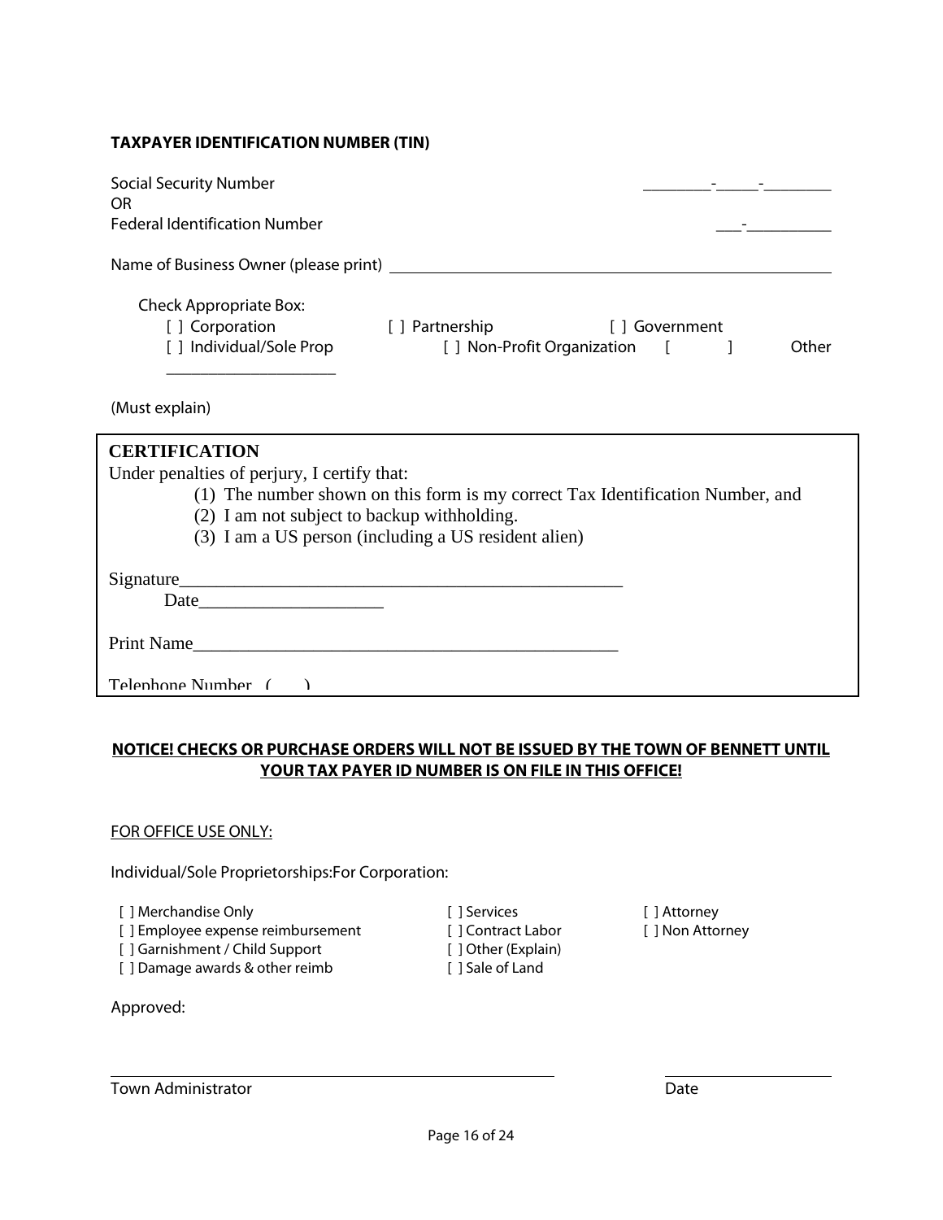**TAXPAYER IDENTIFICATION NUMBER (TIN)**

Social Security Number ________-_____-________
OR
Federal Identification Number ___-__________

Name of Business Owner (please print) ____________________________________________________

Check Appropriate Box:

[ ] Corporation [ ] Partnership [ ] Government
[ ] Individual/Sole Prop [ ] Non-Profit Organization [ ] Other ____________________

(Must explain)

**CERTIFICATION**

Under penalties of perjury, I certify that:

(1) The number shown on this form is my correct Tax Identification Number, and
(2) I am not subject to backup withholding.
(3) I am a US person (including a US resident alien)

Signature__________________________________________________
Date____________________

Print Name_______________________________________________

Telephone Number ( )

**NOTICE! CHECKS OR PURCHASE ORDERS WILL NOT BE ISSUED BY THE TOWN OF BENNETT UNTIL YOUR TAX PAYER ID NUMBER IS ON FILE IN THIS OFFICE!**

FOR OFFICE USE ONLY:

Individual/Sole Proprietorships:For Corporation:

[ ] Merchandise Only
[ ] Employee expense reimbursement
[ ] Garnishment / Child Support
[ ] Damage awards & other reimb

[ ] Services
[ ] Contract Labor
[ ] Other (Explain)
[ ] Sale of Land

[ ] Attorney
[ ] Non Attorney

Approved:

__________________________________________________ ____________________
Town Administrator Date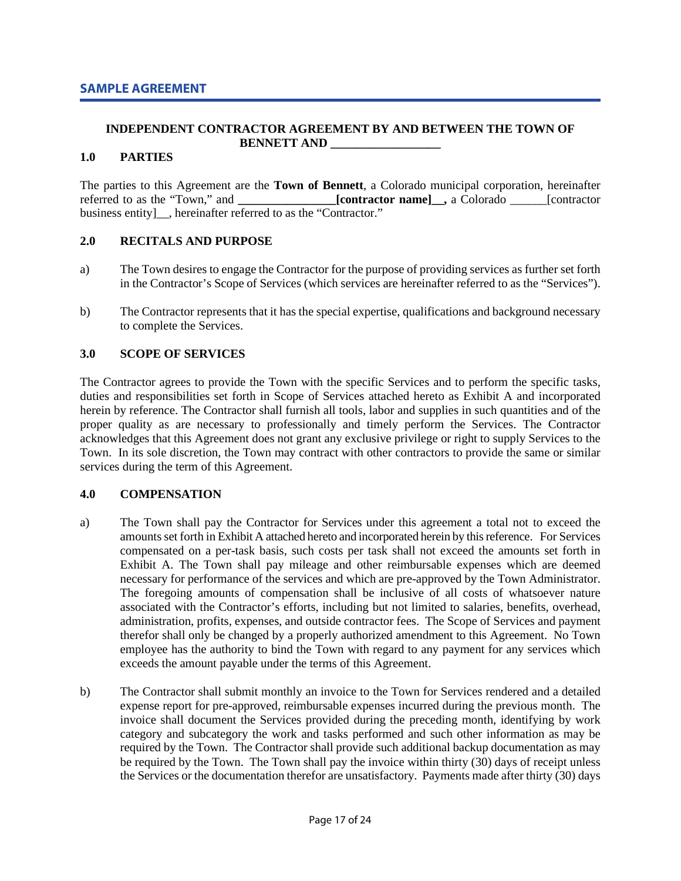## SAMPLE AGREEMENT

**INDEPENDENT CONTRACTOR AGREEMENT BY AND BETWEEN THE TOWN OF BENNETT AND __________________**

**1.0 PARTIES**

The parties to this Agreement are the **Town of Bennett**, a Colorado municipal corporation, hereinafter referred to as the "Town," and **________________[contractor name]__,** a Colorado ______[contractor business entity]__, hereinafter referred to as the "Contractor."

**2.0 RECITALS AND PURPOSE**

a) The Town desires to engage the Contractor for the purpose of providing services as further set forth in the Contractor's Scope of Services (which services are hereinafter referred to as the "Services").

b) The Contractor represents that it has the special expertise, qualifications and background necessary to complete the Services.

**3.0 SCOPE OF SERVICES**

The Contractor agrees to provide the Town with the specific Services and to perform the specific tasks, duties and responsibilities set forth in Scope of Services attached hereto as Exhibit A and incorporated herein by reference. The Contractor shall furnish all tools, labor and supplies in such quantities and of the proper quality as are necessary to professionally and timely perform the Services. The Contractor acknowledges that this Agreement does not grant any exclusive privilege or right to supply Services to the Town. In its sole discretion, the Town may contract with other contractors to provide the same or similar services during the term of this Agreement.

**4.0 COMPENSATION**

a) The Town shall pay the Contractor for Services under this agreement a total not to exceed the amounts set forth in Exhibit A attached hereto and incorporated herein by this reference. For Services compensated on a per-task basis, such costs per task shall not exceed the amounts set forth in Exhibit A. The Town shall pay mileage and other reimbursable expenses which are deemed necessary for performance of the services and which are pre-approved by the Town Administrator. The foregoing amounts of compensation shall be inclusive of all costs of whatsoever nature associated with the Contractor's efforts, including but not limited to salaries, benefits, overhead, administration, profits, expenses, and outside contractor fees. The Scope of Services and payment therefor shall only be changed by a properly authorized amendment to this Agreement. No Town employee has the authority to bind the Town with regard to any payment for any services which exceeds the amount payable under the terms of this Agreement.

b) The Contractor shall submit monthly an invoice to the Town for Services rendered and a detailed expense report for pre-approved, reimbursable expenses incurred during the previous month. The invoice shall document the Services provided during the preceding month, identifying by work category and subcategory the work and tasks performed and such other information as may be required by the Town. The Contractor shall provide such additional backup documentation as may be required by the Town. The Town shall pay the invoice within thirty (30) days of receipt unless the Services or the documentation therefor are unsatisfactory. Payments made after thirty (30) days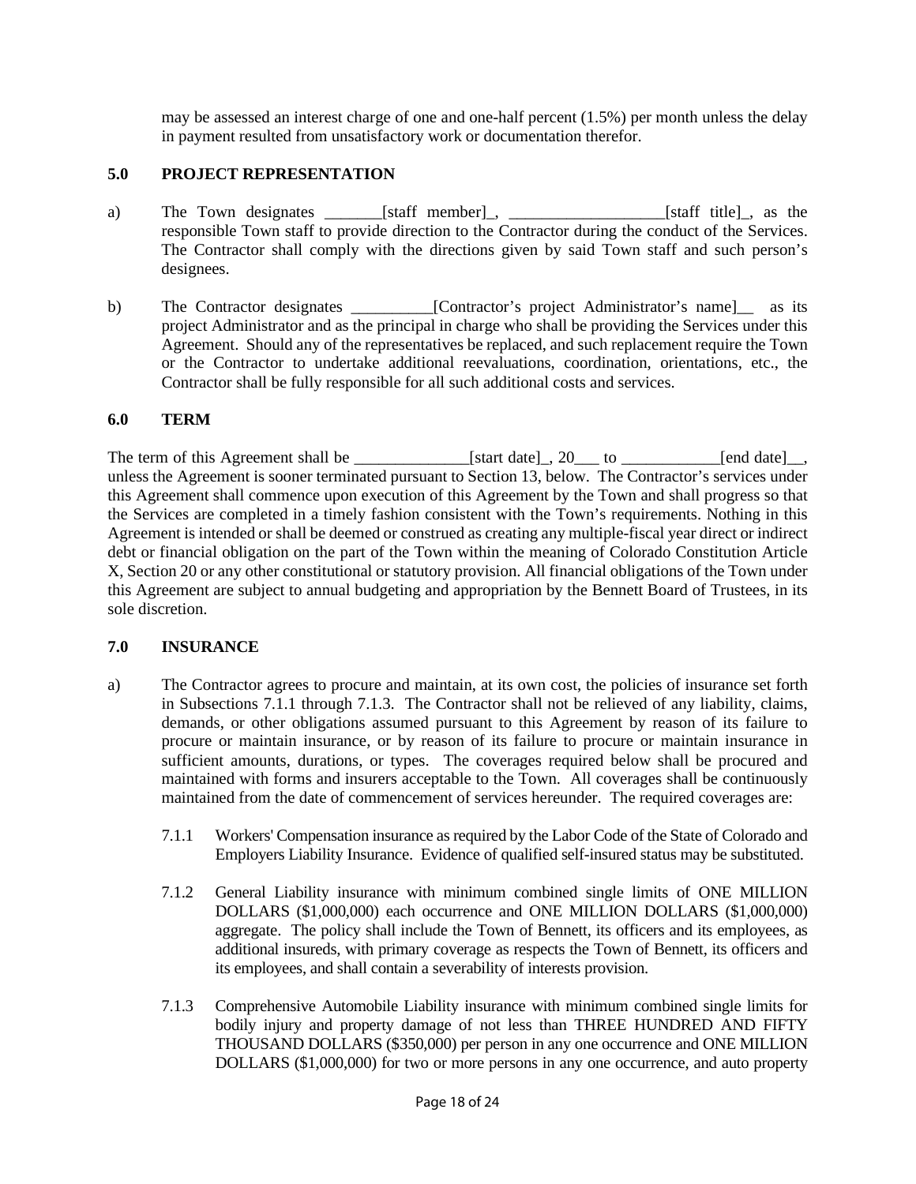may be assessed an interest charge of one and one-half percent (1.5%) per month unless the delay in payment resulted from unsatisfactory work or documentation therefor.

## 5.0 PROJECT REPRESENTATION

a) The Town designates _______[staff member]_, ___________________[staff title]_, as the responsible Town staff to provide direction to the Contractor during the conduct of the Services. The Contractor shall comply with the directions given by said Town staff and such person's designees.

b) The Contractor designates __________[Contractor's project Administrator's name]__ as its project Administrator and as the principal in charge who shall be providing the Services under this Agreement. Should any of the representatives be replaced, and such replacement require the Town or the Contractor to undertake additional reevaluations, coordination, orientations, etc., the Contractor shall be fully responsible for all such additional costs and services.

## 6.0 TERM

The term of this Agreement shall be ______________[start date]_, 20___ to ____________[end date]__, unless the Agreement is sooner terminated pursuant to Section 13, below. The Contractor's services under this Agreement shall commence upon execution of this Agreement by the Town and shall progress so that the Services are completed in a timely fashion consistent with the Town's requirements. Nothing in this Agreement is intended or shall be deemed or construed as creating any multiple-fiscal year direct or indirect debt or financial obligation on the part of the Town within the meaning of Colorado Constitution Article X, Section 20 or any other constitutional or statutory provision. All financial obligations of the Town under this Agreement are subject to annual budgeting and appropriation by the Bennett Board of Trustees, in its sole discretion.

## 7.0 INSURANCE

a) The Contractor agrees to procure and maintain, at its own cost, the policies of insurance set forth in Subsections 7.1.1 through 7.1.3. The Contractor shall not be relieved of any liability, claims, demands, or other obligations assumed pursuant to this Agreement by reason of its failure to procure or maintain insurance, or by reason of its failure to procure or maintain insurance in sufficient amounts, durations, or types. The coverages required below shall be procured and maintained with forms and insurers acceptable to the Town. All coverages shall be continuously maintained from the date of commencement of services hereunder. The required coverages are:

7.1.1 Workers' Compensation insurance as required by the Labor Code of the State of Colorado and Employers Liability Insurance. Evidence of qualified self-insured status may be substituted.

7.1.2 General Liability insurance with minimum combined single limits of ONE MILLION DOLLARS ($1,000,000) each occurrence and ONE MILLION DOLLARS ($1,000,000) aggregate. The policy shall include the Town of Bennett, its officers and its employees, as additional insureds, with primary coverage as respects the Town of Bennett, its officers and its employees, and shall contain a severability of interests provision.

7.1.3 Comprehensive Automobile Liability insurance with minimum combined single limits for bodily injury and property damage of not less than THREE HUNDRED AND FIFTY THOUSAND DOLLARS ($350,000) per person in any one occurrence and ONE MILLION DOLLARS ($1,000,000) for two or more persons in any one occurrence, and auto property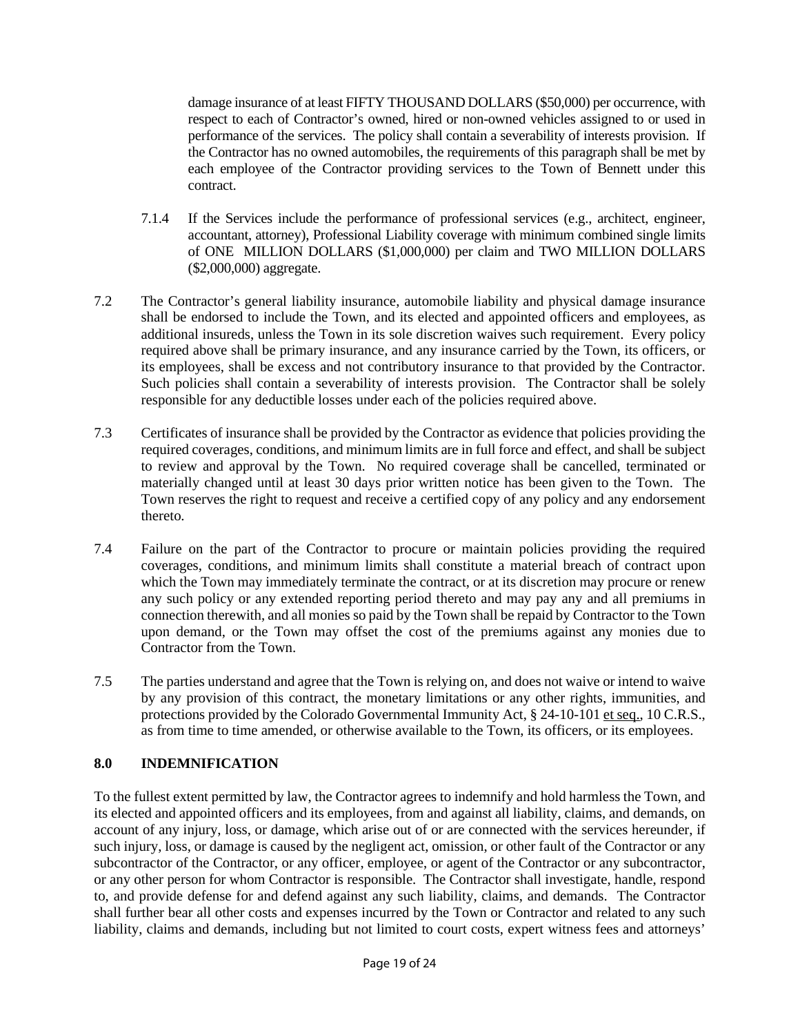damage insurance of at least FIFTY THOUSAND DOLLARS ($50,000) per occurrence, with respect to each of Contractor's owned, hired or non-owned vehicles assigned to or used in performance of the services. The policy shall contain a severability of interests provision. If the Contractor has no owned automobiles, the requirements of this paragraph shall be met by each employee of the Contractor providing services to the Town of Bennett under this contract.

7.1.4 If the Services include the performance of professional services (e.g., architect, engineer, accountant, attorney), Professional Liability coverage with minimum combined single limits of ONE MILLION DOLLARS ($1,000,000) per claim and TWO MILLION DOLLARS ($2,000,000) aggregate.

7.2 The Contractor's general liability insurance, automobile liability and physical damage insurance shall be endorsed to include the Town, and its elected and appointed officers and employees, as additional insureds, unless the Town in its sole discretion waives such requirement. Every policy required above shall be primary insurance, and any insurance carried by the Town, its officers, or its employees, shall be excess and not contributory insurance to that provided by the Contractor. Such policies shall contain a severability of interests provision. The Contractor shall be solely responsible for any deductible losses under each of the policies required above.

7.3 Certificates of insurance shall be provided by the Contractor as evidence that policies providing the required coverages, conditions, and minimum limits are in full force and effect, and shall be subject to review and approval by the Town. No required coverage shall be cancelled, terminated or materially changed until at least 30 days prior written notice has been given to the Town. The Town reserves the right to request and receive a certified copy of any policy and any endorsement thereto.

7.4 Failure on the part of the Contractor to procure or maintain policies providing the required coverages, conditions, and minimum limits shall constitute a material breach of contract upon which the Town may immediately terminate the contract, or at its discretion may procure or renew any such policy or any extended reporting period thereto and may pay any and all premiums in connection therewith, and all monies so paid by the Town shall be repaid by Contractor to the Town upon demand, or the Town may offset the cost of the premiums against any monies due to Contractor from the Town.

7.5 The parties understand and agree that the Town is relying on, and does not waive or intend to waive by any provision of this contract, the monetary limitations or any other rights, immunities, and protections provided by the Colorado Governmental Immunity Act, § 24-10-101 et seq., 10 C.R.S., as from time to time amended, or otherwise available to the Town, its officers, or its employees.

## 8.0 INDEMNIFICATION

To the fullest extent permitted by law, the Contractor agrees to indemnify and hold harmless the Town, and its elected and appointed officers and its employees, from and against all liability, claims, and demands, on account of any injury, loss, or damage, which arise out of or are connected with the services hereunder, if such injury, loss, or damage is caused by the negligent act, omission, or other fault of the Contractor or any subcontractor of the Contractor, or any officer, employee, or agent of the Contractor or any subcontractor, or any other person for whom Contractor is responsible. The Contractor shall investigate, handle, respond to, and provide defense for and defend against any such liability, claims, and demands. The Contractor shall further bear all other costs and expenses incurred by the Town or Contractor and related to any such liability, claims and demands, including but not limited to court costs, expert witness fees and attorneys'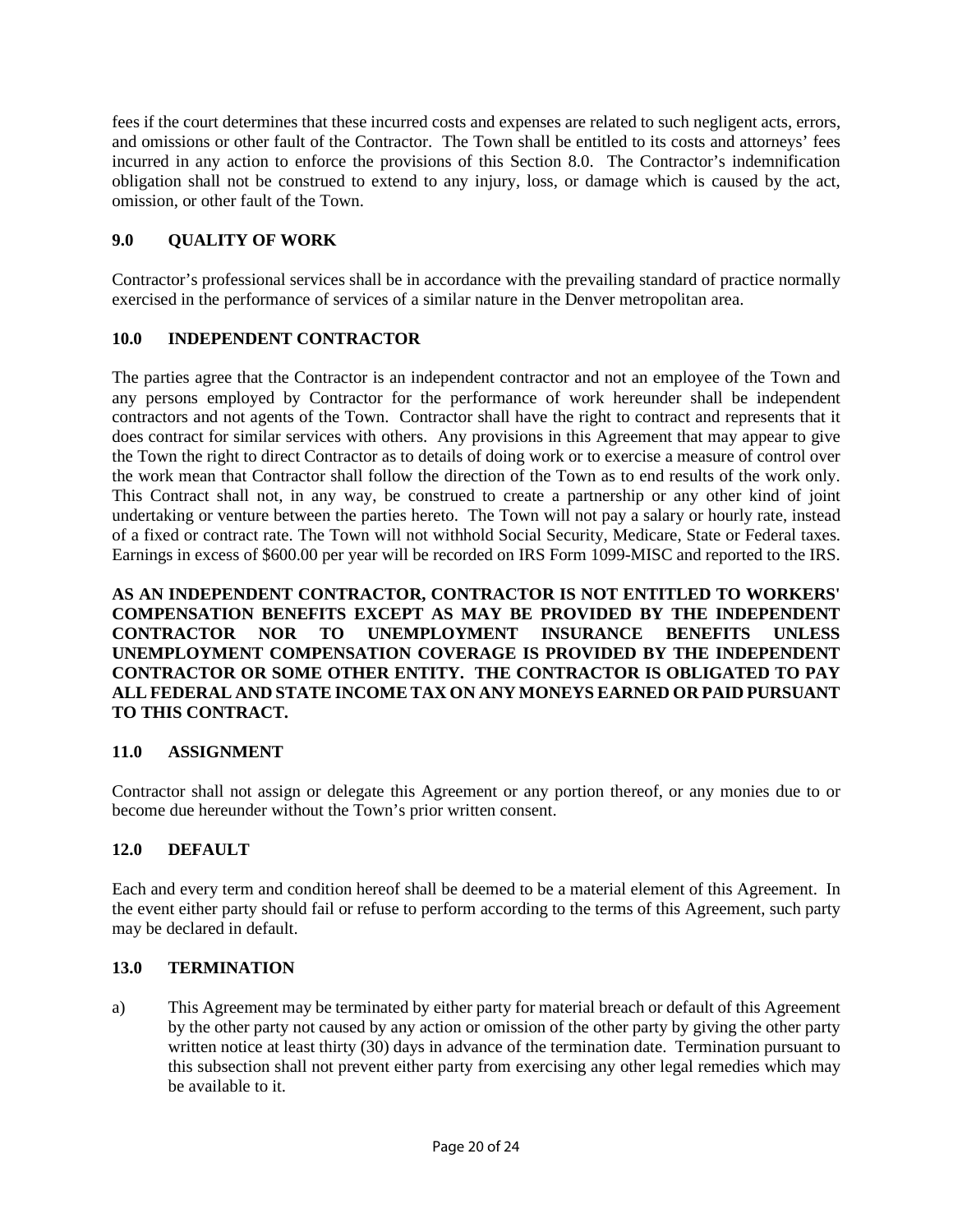fees if the court determines that these incurred costs and expenses are related to such negligent acts, errors, and omissions or other fault of the Contractor. The Town shall be entitled to its costs and attorneys' fees incurred in any action to enforce the provisions of this Section 8.0. The Contractor's indemnification obligation shall not be construed to extend to any injury, loss, or damage which is caused by the act, omission, or other fault of the Town.

### 9.0 QUALITY OF WORK

Contractor's professional services shall be in accordance with the prevailing standard of practice normally exercised in the performance of services of a similar nature in the Denver metropolitan area.

### 10.0 INDEPENDENT CONTRACTOR

The parties agree that the Contractor is an independent contractor and not an employee of the Town and any persons employed by Contractor for the performance of work hereunder shall be independent contractors and not agents of the Town. Contractor shall have the right to contract and represents that it does contract for similar services with others. Any provisions in this Agreement that may appear to give the Town the right to direct Contractor as to details of doing work or to exercise a measure of control over the work mean that Contractor shall follow the direction of the Town as to end results of the work only. This Contract shall not, in any way, be construed to create a partnership or any other kind of joint undertaking or venture between the parties hereto. The Town will not pay a salary or hourly rate, instead of a fixed or contract rate. The Town will not withhold Social Security, Medicare, State or Federal taxes. Earnings in excess of $600.00 per year will be recorded on IRS Form 1099-MISC and reported to the IRS.

**AS AN INDEPENDENT CONTRACTOR, CONTRACTOR IS NOT ENTITLED TO WORKERS' COMPENSATION BENEFITS EXCEPT AS MAY BE PROVIDED BY THE INDEPENDENT CONTRACTOR NOR TO UNEMPLOYMENT INSURANCE BENEFITS UNLESS UNEMPLOYMENT COMPENSATION COVERAGE IS PROVIDED BY THE INDEPENDENT CONTRACTOR OR SOME OTHER ENTITY. THE CONTRACTOR IS OBLIGATED TO PAY ALL FEDERAL AND STATE INCOME TAX ON ANY MONEYS EARNED OR PAID PURSUANT TO THIS CONTRACT.**

### 11.0 ASSIGNMENT

Contractor shall not assign or delegate this Agreement or any portion thereof, or any monies due to or become due hereunder without the Town's prior written consent.

### 12.0 DEFAULT

Each and every term and condition hereof shall be deemed to be a material element of this Agreement. In the event either party should fail or refuse to perform according to the terms of this Agreement, such party may be declared in default.

### 13.0 TERMINATION

a) This Agreement may be terminated by either party for material breach or default of this Agreement by the other party not caused by any action or omission of the other party by giving the other party written notice at least thirty (30) days in advance of the termination date. Termination pursuant to this subsection shall not prevent either party from exercising any other legal remedies which may be available to it.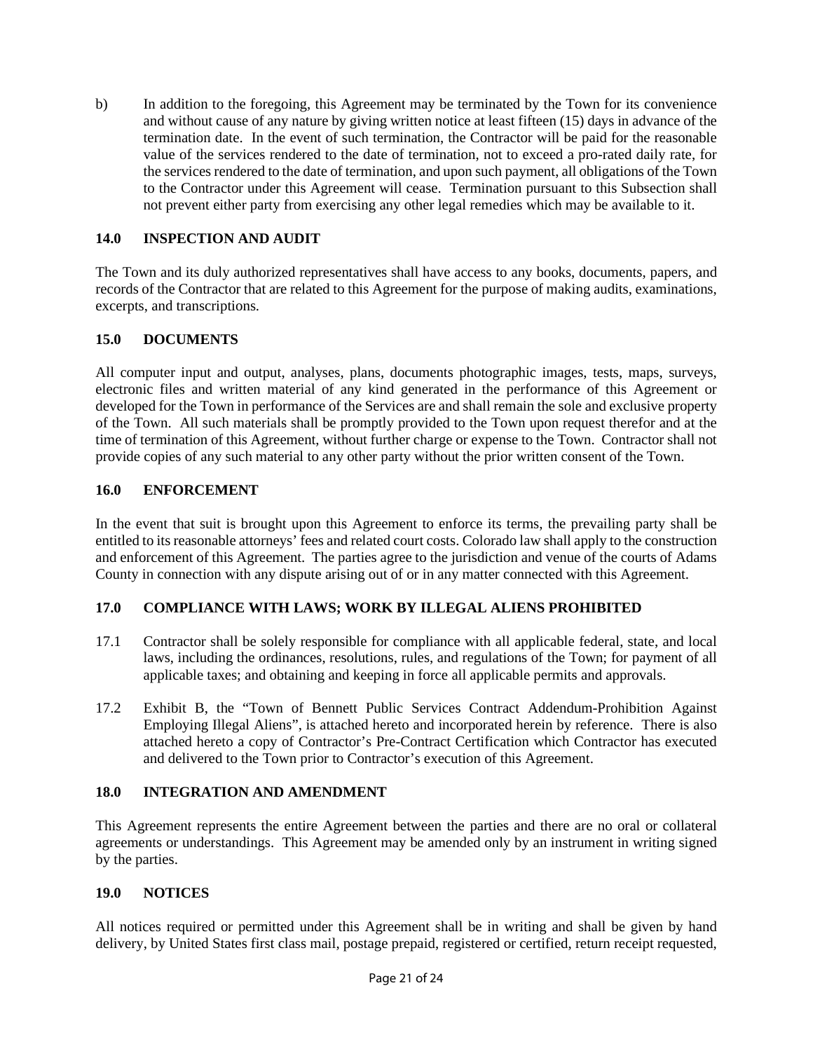b) In addition to the foregoing, this Agreement may be terminated by the Town for its convenience and without cause of any nature by giving written notice at least fifteen (15) days in advance of the termination date. In the event of such termination, the Contractor will be paid for the reasonable value of the services rendered to the date of termination, not to exceed a pro-rated daily rate, for the services rendered to the date of termination, and upon such payment, all obligations of the Town to the Contractor under this Agreement will cease. Termination pursuant to this Subsection shall not prevent either party from exercising any other legal remedies which may be available to it.

## 14.0 INSPECTION AND AUDIT

The Town and its duly authorized representatives shall have access to any books, documents, papers, and records of the Contractor that are related to this Agreement for the purpose of making audits, examinations, excerpts, and transcriptions.

## 15.0 DOCUMENTS

All computer input and output, analyses, plans, documents photographic images, tests, maps, surveys, electronic files and written material of any kind generated in the performance of this Agreement or developed for the Town in performance of the Services are and shall remain the sole and exclusive property of the Town. All such materials shall be promptly provided to the Town upon request therefor and at the time of termination of this Agreement, without further charge or expense to the Town. Contractor shall not provide copies of any such material to any other party without the prior written consent of the Town.

## 16.0 ENFORCEMENT

In the event that suit is brought upon this Agreement to enforce its terms, the prevailing party shall be entitled to its reasonable attorneys' fees and related court costs. Colorado law shall apply to the construction and enforcement of this Agreement. The parties agree to the jurisdiction and venue of the courts of Adams County in connection with any dispute arising out of or in any matter connected with this Agreement.

## 17.0 COMPLIANCE WITH LAWS; WORK BY ILLEGAL ALIENS PROHIBITED

17.1 Contractor shall be solely responsible for compliance with all applicable federal, state, and local laws, including the ordinances, resolutions, rules, and regulations of the Town; for payment of all applicable taxes; and obtaining and keeping in force all applicable permits and approvals.

17.2 Exhibit B, the "Town of Bennett Public Services Contract Addendum-Prohibition Against Employing Illegal Aliens", is attached hereto and incorporated herein by reference. There is also attached hereto a copy of Contractor's Pre-Contract Certification which Contractor has executed and delivered to the Town prior to Contractor's execution of this Agreement.

## 18.0 INTEGRATION AND AMENDMENT

This Agreement represents the entire Agreement between the parties and there are no oral or collateral agreements or understandings. This Agreement may be amended only by an instrument in writing signed by the parties.

## 19.0 NOTICES

All notices required or permitted under this Agreement shall be in writing and shall be given by hand delivery, by United States first class mail, postage prepaid, registered or certified, return receipt requested,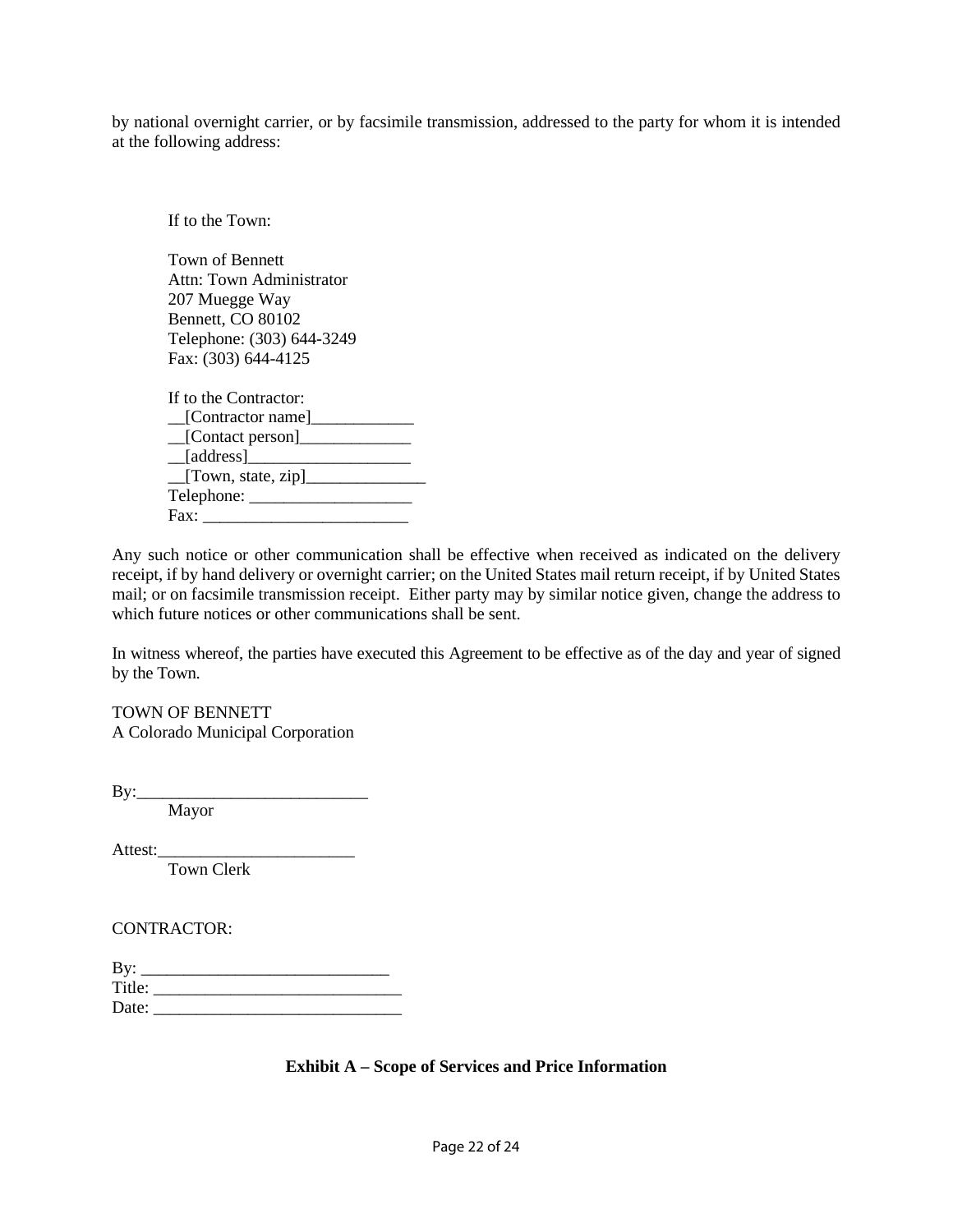by national overnight carrier, or by facsimile transmission, addressed to the party for whom it is intended at the following address:

If to the Town:

Town of Bennett  
Attn: Town Administrator  
207 Muegge Way  
Bennett, CO 80102  
Telephone: (303) 644-3249  
Fax: (303) 644-4125

If to the Contractor:  
__[Contractor name]____________  
__[Contact person]_____________  
__[address]___________________  
__[Town, state, zip]______________  
Telephone: ___________________  
Fax: ________________________

Any such notice or other communication shall be effective when received as indicated on the delivery receipt, if by hand delivery or overnight carrier; on the United States mail return receipt, if by United States mail; or on facsimile transmission receipt. Either party may by similar notice given, change the address to which future notices or other communications shall be sent.

In witness whereof, the parties have executed this Agreement to be effective as of the day and year of signed by the Town.

TOWN OF BENNETT  
A Colorado Municipal Corporation

By:___________________________  
Mayor

Attest:_______________________  
Town Clerk

CONTRACTOR:

By: ____________________________  
Title: ____________________________  
Date: ____________________________

**Exhibit A – Scope of Services and Price Information**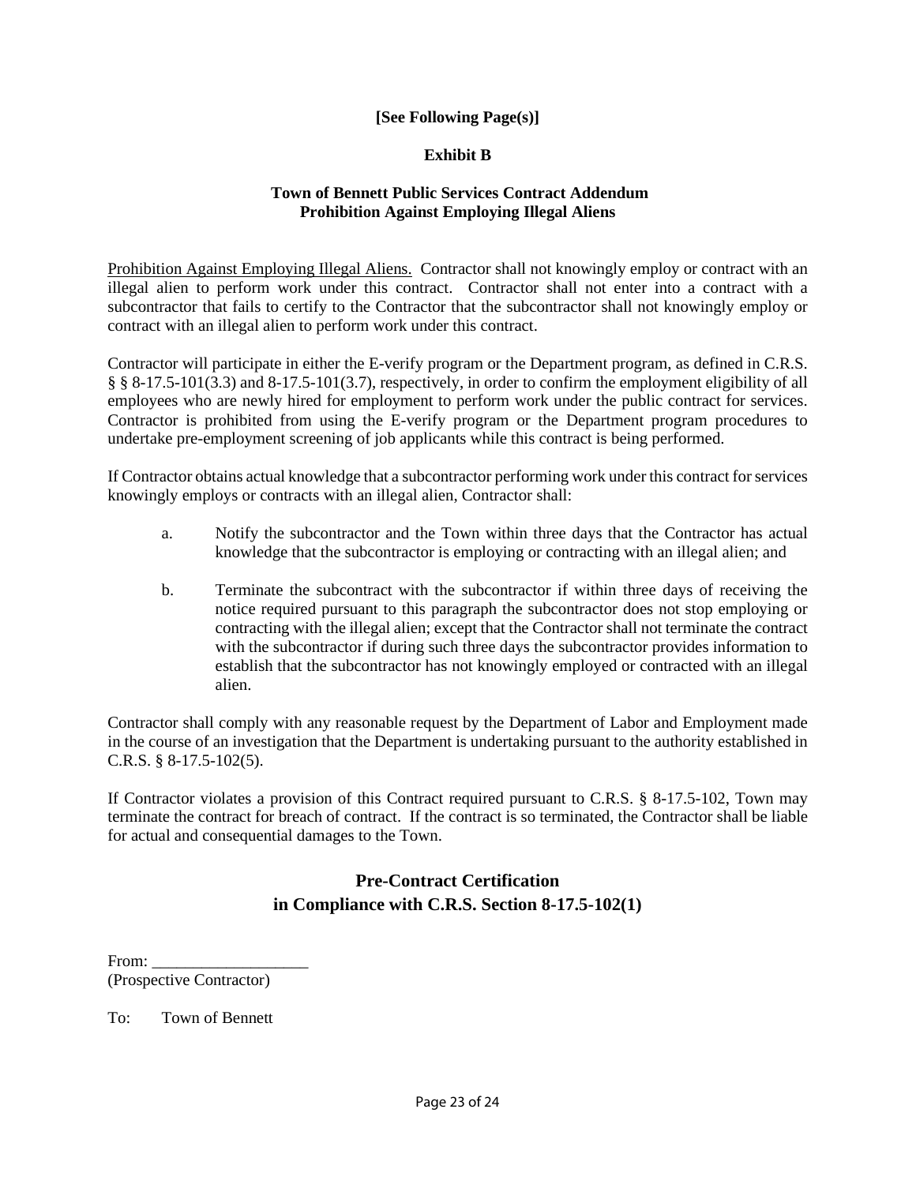**[See Following Page(s)]**

**Exhibit B**

**Town of Bennett Public Services Contract Addendum**
**Prohibition Against Employing Illegal Aliens**

Prohibition Against Employing Illegal Aliens. Contractor shall not knowingly employ or contract with an illegal alien to perform work under this contract. Contractor shall not enter into a contract with a subcontractor that fails to certify to the Contractor that the subcontractor shall not knowingly employ or contract with an illegal alien to perform work under this contract.

Contractor will participate in either the E-verify program or the Department program, as defined in C.R.S. § § 8-17.5-101(3.3) and 8-17.5-101(3.7), respectively, in order to confirm the employment eligibility of all employees who are newly hired for employment to perform work under the public contract for services. Contractor is prohibited from using the E-verify program or the Department program procedures to undertake pre-employment screening of job applicants while this contract is being performed.

If Contractor obtains actual knowledge that a subcontractor performing work under this contract for services knowingly employs or contracts with an illegal alien, Contractor shall:

a. Notify the subcontractor and the Town within three days that the Contractor has actual knowledge that the subcontractor is employing or contracting with an illegal alien; and

b. Terminate the subcontract with the subcontractor if within three days of receiving the notice required pursuant to this paragraph the subcontractor does not stop employing or contracting with the illegal alien; except that the Contractor shall not terminate the contract with the subcontractor if during such three days the subcontractor provides information to establish that the subcontractor has not knowingly employed or contracted with an illegal alien.

Contractor shall comply with any reasonable request by the Department of Labor and Employment made in the course of an investigation that the Department is undertaking pursuant to the authority established in C.R.S. § 8-17.5-102(5).

If Contractor violates a provision of this Contract required pursuant to C.R.S. § 8-17.5-102, Town may terminate the contract for breach of contract. If the contract is so terminated, the Contractor shall be liable for actual and consequential damages to the Town.

## Pre-Contract Certification in Compliance with C.R.S. Section 8-17.5-102(1)

From: ___________________
(Prospective Contractor)

To: Town of Bennett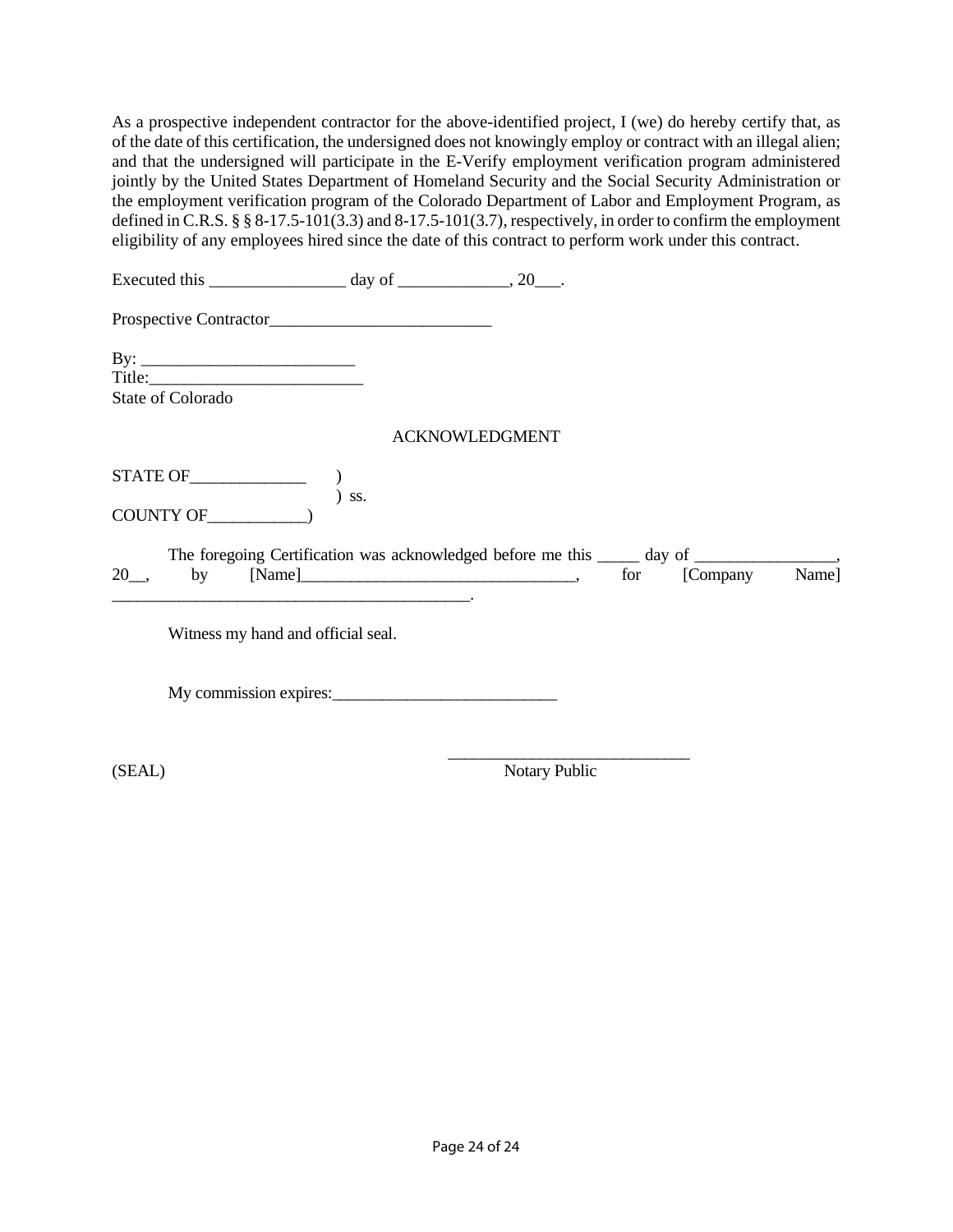As a prospective independent contractor for the above-identified project, I (we) do hereby certify that, as of the date of this certification, the undersigned does not knowingly employ or contract with an illegal alien; and that the undersigned will participate in the E-Verify employment verification program administered jointly by the United States Department of Homeland Security and the Social Security Administration or the employment verification program of the Colorado Department of Labor and Employment Program, as defined in C.R.S. § § 8-17.5-101(3.3) and 8-17.5-101(3.7), respectively, in order to confirm the employment eligibility of any employees hired since the date of this contract to perform work under this contract.

Executed this ________________ day of _____________, 20___.

Prospective Contractor__________________________

By: _________________________
Title:_________________________
State of Colorado

ACKNOWLEDGMENT

STATE OF_____________ )
) ss.
COUNTY OF___________)

The foregoing Certification was acknowledged before me this _____ day of ________________, 20__, by [Name]________________________________, for [Company Name] ___________________________________________.

Witness my hand and official seal.

My commission expires:___________________________

(SEAL)

_____________________________
Notary Public